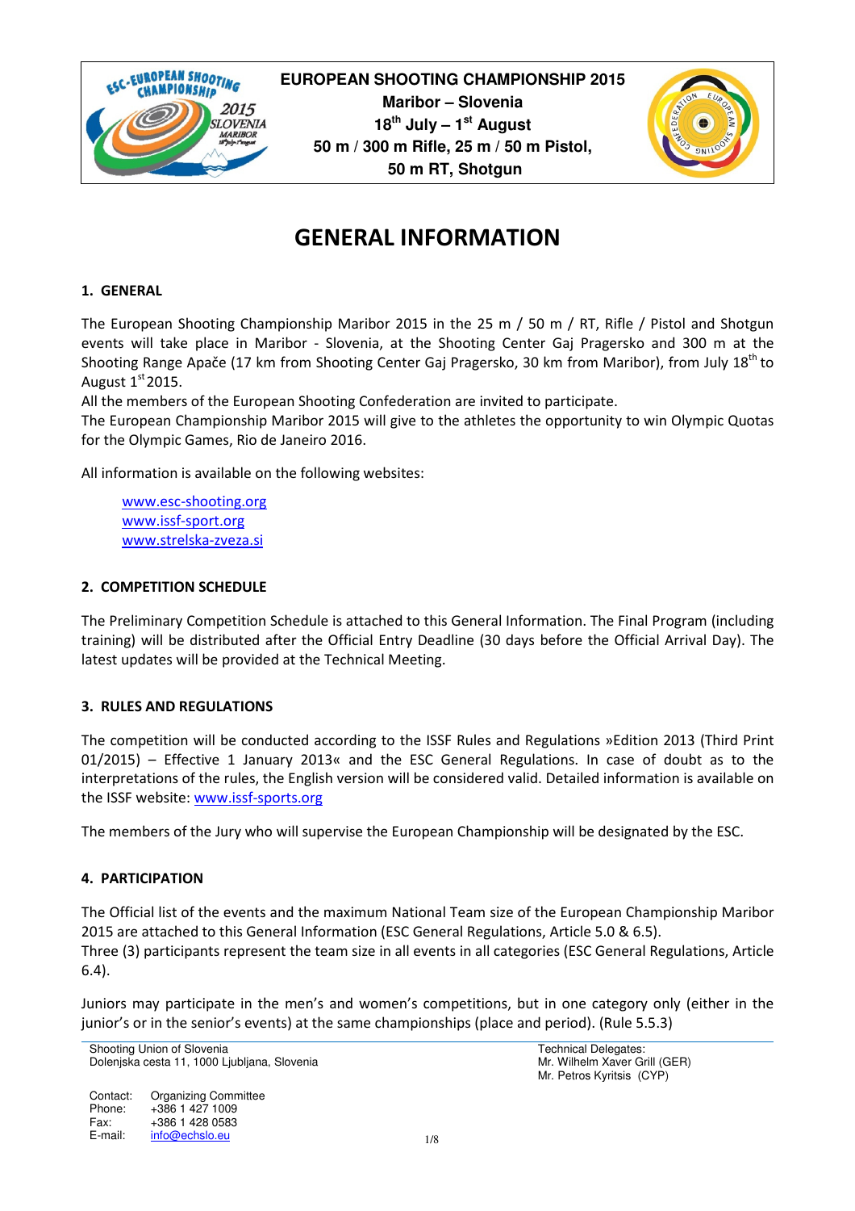**EUROPEAN SHOOTING CHAMPIONSHIP 2015**
**Maribor – Slovenia**
**18th July – 1st August**
**50 m / 300 m Rifle, 25 m / 50 m Pistol,**
**50 m RT, Shotgun**

# GENERAL INFORMATION

## 1. GENERAL

The European Shooting Championship Maribor 2015 in the 25 m / 50 m / RT, Rifle / Pistol and Shotgun events will take place in Maribor - Slovenia, at the Shooting Center Gaj Pragersko and 300 m at the Shooting Range Apače (17 km from Shooting Center Gaj Pragersko, 30 km from Maribor), from July 18th to August 1st 2015.

All the members of the European Shooting Confederation are invited to participate.

The European Championship Maribor 2015 will give to the athletes the opportunity to win Olympic Quotas for the Olympic Games, Rio de Janeiro 2016.

All information is available on the following websites:

- www.esc-shooting.org
- www.issf-sport.org
- www.strelska-zveza.si

## 2. COMPETITION SCHEDULE

The Preliminary Competition Schedule is attached to this General Information. The Final Program (including training) will be distributed after the Official Entry Deadline (30 days before the Official Arrival Day). The latest updates will be provided at the Technical Meeting.

## 3. RULES AND REGULATIONS

The competition will be conducted according to the ISSF Rules and Regulations »Edition 2013 (Third Print 01/2015) – Effective 1 January 2013« and the ESC General Regulations. In case of doubt as to the interpretations of the rules, the English version will be considered valid. Detailed information is available on the ISSF website: www.issf-sports.org

The members of the Jury who will supervise the European Championship will be designated by the ESC.

## 4. PARTICIPATION

The Official list of the events and the maximum National Team size of the European Championship Maribor 2015 are attached to this General Information (ESC General Regulations, Article 5.0 & 6.5).

Three (3) participants represent the team size in all events in all categories (ESC General Regulations, Article 6.4).

Juniors may participate in the men's and women's competitions, but in one category only (either in the junior's or in the senior's events) at the same championships (place and period). (Rule 5.5.3)

Shooting Union of Slovenia
Dolenjska cesta 11, 1000 Ljubljana, Slovenia

Contact: Organizing Committee
Phone: +386 1 427 1009
Fax: +386 1 428 0583
E-mail: info@echslo.eu

Technical Delegates:
Mr. Wilhelm Xaver Grill (GER)
Mr. Petros Kyritsis (CYP)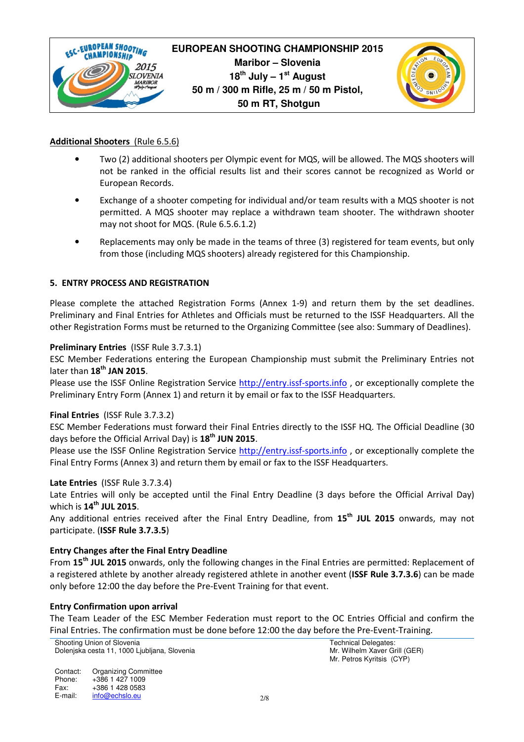**Additional Shooters** (Rule 6.5.6)

- Two (2) additional shooters per Olympic event for MQS, will be allowed. The MQS shooters will not be ranked in the official results list and their scores cannot be recognized as World or European Records.
- Exchange of a shooter competing for individual and/or team results with a MQS shooter is not permitted. A MQS shooter may replace a withdrawn team shooter. The withdrawn shooter may not shoot for MQS. (Rule 6.5.6.1.2)
- Replacements may only be made in the teams of three (3) registered for team events, but only from those (including MQS shooters) already registered for this Championship.

## 5. ENTRY PROCESS AND REGISTRATION

Please complete the attached Registration Forms (Annex 1-9) and return them by the set deadlines. Preliminary and Final Entries for Athletes and Officials must be returned to the ISSF Headquarters. All the other Registration Forms must be returned to the Organizing Committee (see also: Summary of Deadlines).

**Preliminary Entries** (ISSF Rule 3.7.3.1)
ESC Member Federations entering the European Championship must submit the Preliminary Entries not later than **18th JAN 2015**.
Please use the ISSF Online Registration Service http://entry.issf-sports.info , or exceptionally complete the Preliminary Entry Form (Annex 1) and return it by email or fax to the ISSF Headquarters.

**Final Entries** (ISSF Rule 3.7.3.2)
ESC Member Federations must forward their Final Entries directly to the ISSF HQ. The Official Deadline (30 days before the Official Arrival Day) is **18th JUN 2015**.
Please use the ISSF Online Registration Service http://entry.issf-sports.info , or exceptionally complete the Final Entry Forms (Annex 3) and return them by email or fax to the ISSF Headquarters.

**Late Entries** (ISSF Rule 3.7.3.4)
Late Entries will only be accepted until the Final Entry Deadline (3 days before the Official Arrival Day) which is **14th JUL 2015**.
Any additional entries received after the Final Entry Deadline, from **15th JUL 2015** onwards, may not participate. (**ISSF Rule 3.7.3.5**)

**Entry Changes after the Final Entry Deadline**
From **15th JUL 2015** onwards, only the following changes in the Final Entries are permitted: Replacement of a registered athlete by another already registered athlete in another event (**ISSF Rule 3.7.3.6**) can be made only before 12:00 the day before the Pre-Event Training for that event.

**Entry Confirmation upon arrival**
The Team Leader of the ESC Member Federation must report to the OC Entries Official and confirm the Final Entries. The confirmation must be done before 12:00 the day before the Pre-Event-Training.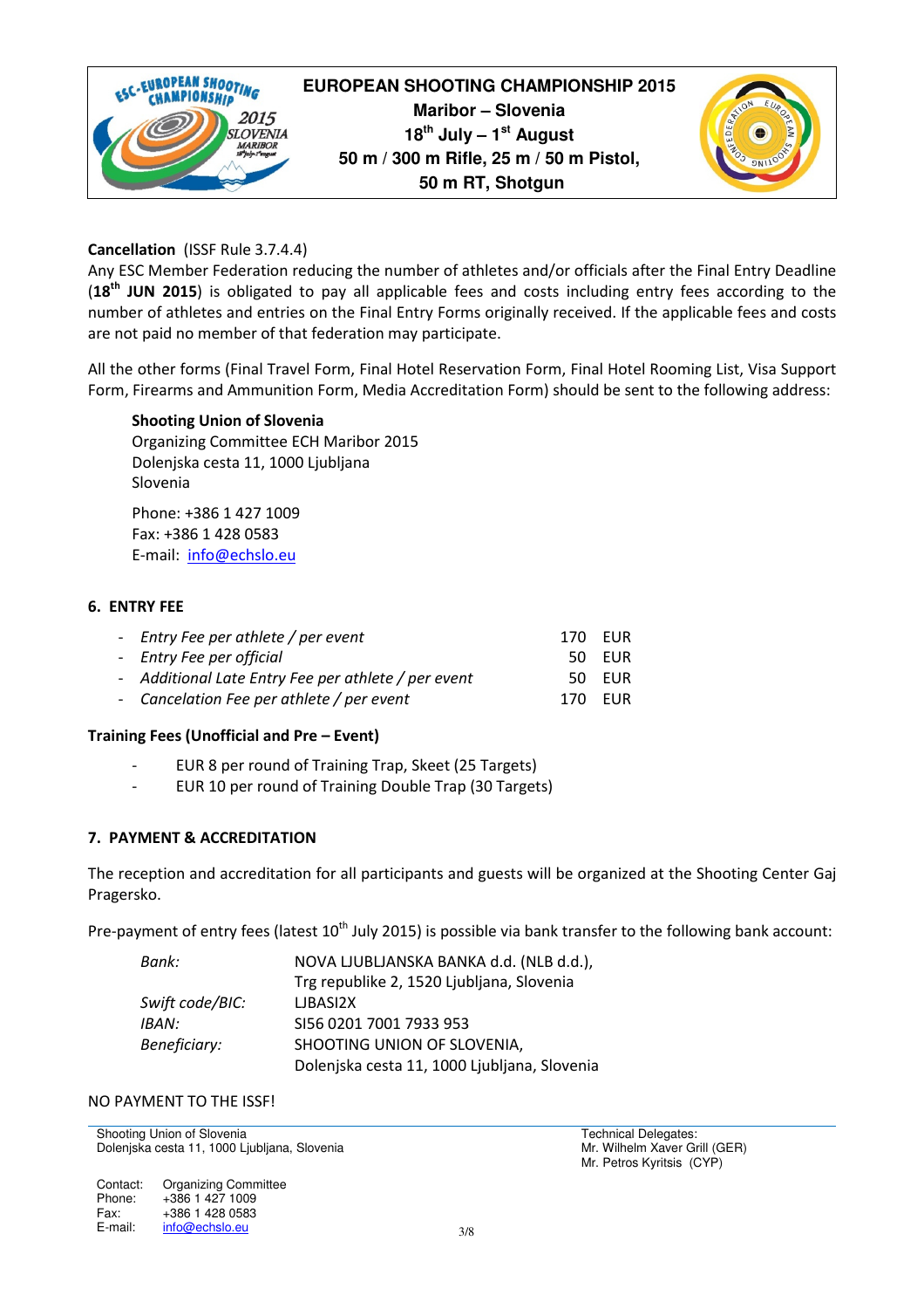**Cancellation** (ISSF Rule 3.7.4.4)

Any ESC Member Federation reducing the number of athletes and/or officials after the Final Entry Deadline (**18th JUN 2015**) is obligated to pay all applicable fees and costs including entry fees according to the number of athletes and entries on the Final Entry Forms originally received. If the applicable fees and costs are not paid no member of that federation may participate.

All the other forms (Final Travel Form, Final Hotel Reservation Form, Final Hotel Rooming List, Visa Support Form, Firearms and Ammunition Form, Media Accreditation Form) should be sent to the following address:

**Shooting Union of Slovenia**
Organizing Committee ECH Maribor 2015
Dolenjska cesta 11, 1000 Ljubljana
Slovenia

Phone: +386 1 427 1009
Fax: +386 1 428 0583
E-mail: info@echslo.eu

## 6. ENTRY FEE

- *Entry Fee per athlete / per event* 170 EUR
- *Entry Fee per official* 50 EUR
- *Additional Late Entry Fee per athlete / per event* 50 EUR
- *Cancelation Fee per athlete / per event* 170 EUR

**Training Fees (Unofficial and Pre – Event)**

- EUR 8 per round of Training Trap, Skeet (25 Targets)
- EUR 10 per round of Training Double Trap (30 Targets)

## 7. PAYMENT & ACCREDITATION

The reception and accreditation for all participants and guests will be organized at the Shooting Center Gaj Pragersko.

Pre-payment of entry fees (latest 10th July 2015) is possible via bank transfer to the following bank account:

| | |
|---|---|
| *Bank:* | NOVA LJUBLJANSKA BANKA d.d. (NLB d.d.), Trg republike 2, 1520 Ljubljana, Slovenia |
| *Swift code/BIC:* | LJBASI2X |
| *IBAN:* | SI56 0201 7001 7933 953 |
| *Beneficiary:* | SHOOTING UNION OF SLOVENIA, Dolenjska cesta 11, 1000 Ljubljana, Slovenia |

NO PAYMENT TO THE ISSF!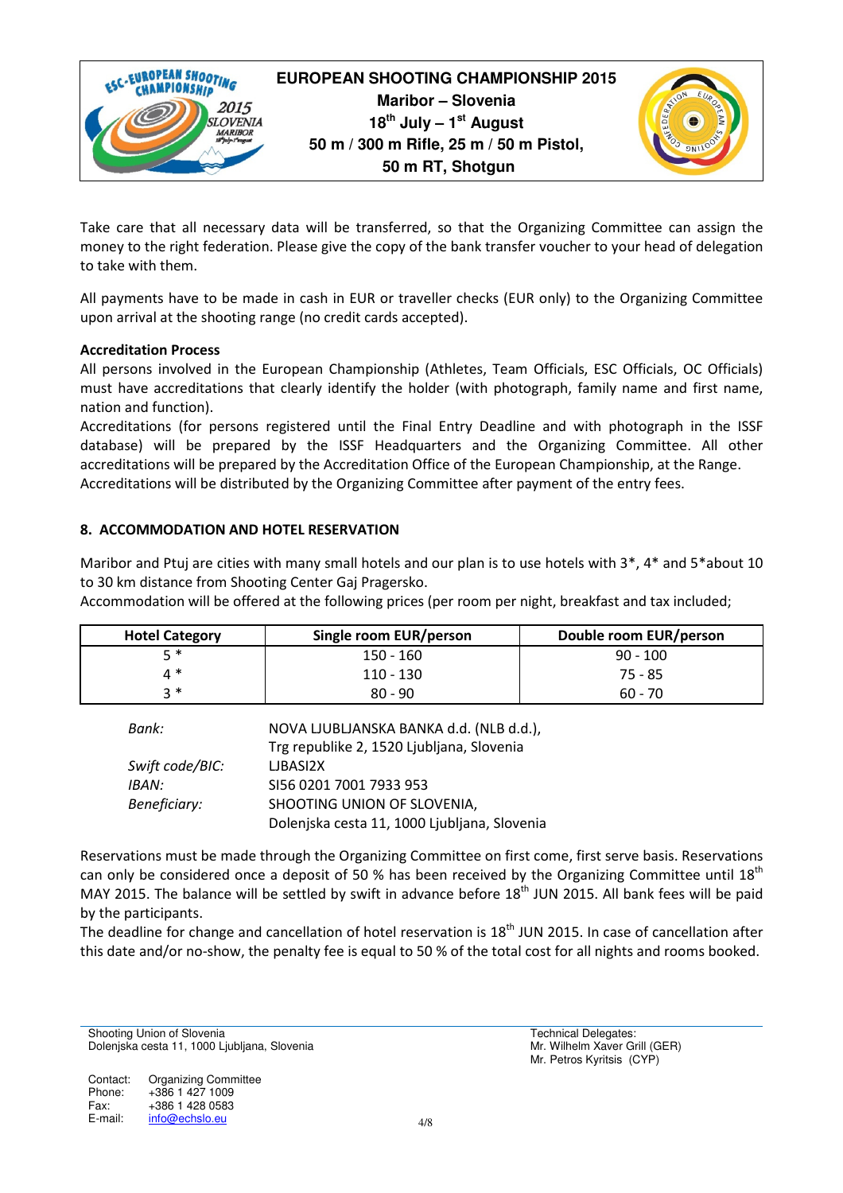Take care that all necessary data will be transferred, so that the Organizing Committee can assign the money to the right federation. Please give the copy of the bank transfer voucher to your head of delegation to take with them.

All payments have to be made in cash in EUR or traveller checks (EUR only) to the Organizing Committee upon arrival at the shooting range (no credit cards accepted).

**Accreditation Process**

All persons involved in the European Championship (Athletes, Team Officials, ESC Officials, OC Officials) must have accreditations that clearly identify the holder (with photograph, family name and first name, nation and function).

Accreditations (for persons registered until the Final Entry Deadline and with photograph in the ISSF database) will be prepared by the ISSF Headquarters and the Organizing Committee. All other accreditations will be prepared by the Accreditation Office of the European Championship, at the Range.

Accreditations will be distributed by the Organizing Committee after payment of the entry fees.

## 8. ACCOMMODATION AND HOTEL RESERVATION

Maribor and Ptuj are cities with many small hotels and our plan is to use hotels with 3*, 4* and 5*about 10 to 30 km distance from Shooting Center Gaj Pragersko.

Accommodation will be offered at the following prices (per room per night, breakfast and tax included;

| Hotel Category | Single room EUR/person | Double room EUR/person |
|---|---|---|
| 5 * | 150 - 160 | 90 - 100 |
| 4 * | 110 - 130 | 75 - 85 |
| 3 * | 80 - 90 | 60 - 70 |

| | |
|---|---|
| *Bank:* | NOVA LJUBLJANSKA BANKA d.d. (NLB d.d.), Trg republike 2, 1520 Ljubljana, Slovenia |
| *Swift code/BIC:* | LJBASI2X |
| *IBAN:* | SI56 0201 7001 7933 953 |
| *Beneficiary:* | SHOOTING UNION OF SLOVENIA, Dolenjska cesta 11, 1000 Ljubljana, Slovenia |

Reservations must be made through the Organizing Committee on first come, first serve basis. Reservations can only be considered once a deposit of 50 % has been received by the Organizing Committee until 18th MAY 2015. The balance will be settled by swift in advance before 18th JUN 2015. All bank fees will be paid by the participants.

The deadline for change and cancellation of hotel reservation is 18th JUN 2015. In case of cancellation after this date and/or no-show, the penalty fee is equal to 50 % of the total cost for all nights and rooms booked.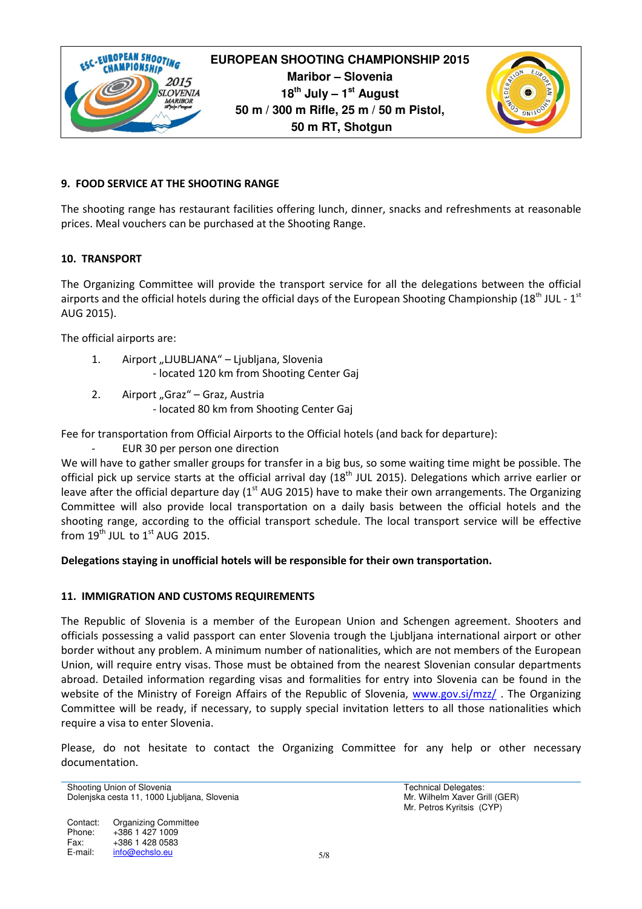## 9. FOOD SERVICE AT THE SHOOTING RANGE

The shooting range has restaurant facilities offering lunch, dinner, snacks and refreshments at reasonable prices. Meal vouchers can be purchased at the Shooting Range.

## 10. TRANSPORT

The Organizing Committee will provide the transport service for all the delegations between the official airports and the official hotels during the official days of the European Shooting Championship (18th JUL - 1st AUG 2015).

The official airports are:

1. Airport „LJUBLJANA" – Ljubljana, Slovenia
   - located 120 km from Shooting Center Gaj
2. Airport „Graz" – Graz, Austria
   - located 80 km from Shooting Center Gaj

Fee for transportation from Official Airports to the Official hotels (and back for departure):

- EUR 30 per person one direction

We will have to gather smaller groups for transfer in a big bus, so some waiting time might be possible. The official pick up service starts at the official arrival day (18th JUL 2015). Delegations which arrive earlier or leave after the official departure day (1st AUG 2015) have to make their own arrangements. The Organizing Committee will also provide local transportation on a daily basis between the official hotels and the shooting range, according to the official transport schedule. The local transport service will be effective from 19th JUL to 1st AUG 2015.

**Delegations staying in unofficial hotels will be responsible for their own transportation.**

## 11. IMMIGRATION AND CUSTOMS REQUIREMENTS

The Republic of Slovenia is a member of the European Union and Schengen agreement. Shooters and officials possessing a valid passport can enter Slovenia trough the Ljubljana international airport or other border without any problem. A minimum number of nationalities, which are not members of the European Union, will require entry visas. Those must be obtained from the nearest Slovenian consular departments abroad. Detailed information regarding visas and formalities for entry into Slovenia can be found in the website of the Ministry of Foreign Affairs of the Republic of Slovenia, www.gov.si/mzz/ . The Organizing Committee will be ready, if necessary, to supply special invitation letters to all those nationalities which require a visa to enter Slovenia.

Please, do not hesitate to contact the Organizing Committee for any help or other necessary documentation.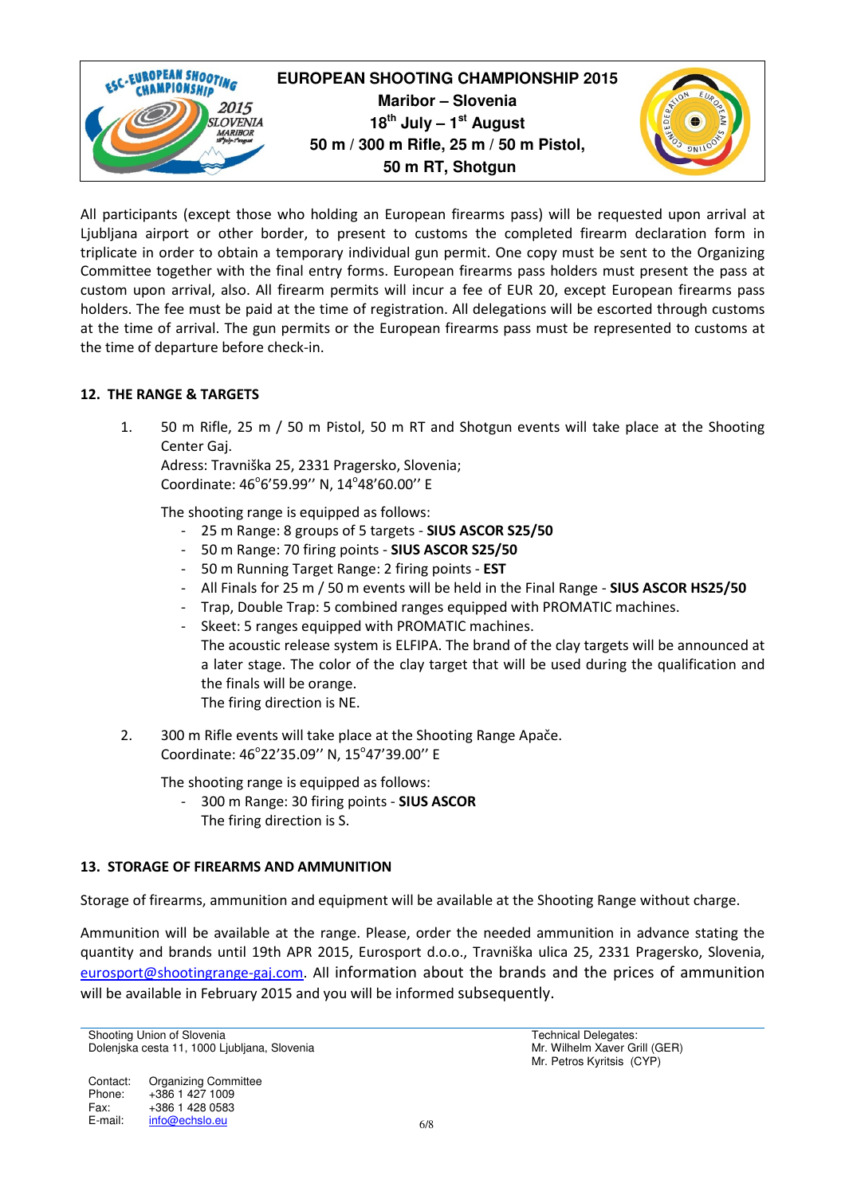All participants (except those who holding an European firearms pass) will be requested upon arrival at Ljubljana airport or other border, to present to customs the completed firearm declaration form in triplicate in order to obtain a temporary individual gun permit. One copy must be sent to the Organizing Committee together with the final entry forms. European firearms pass holders must present the pass at custom upon arrival, also. All firearm permits will incur a fee of EUR 20, except European firearms pass holders. The fee must be paid at the time of registration. All delegations will be escorted through customs at the time of arrival. The gun permits or the European firearms pass must be represented to customs at the time of departure before check-in.

## 12. THE RANGE & TARGETS

1. 50 m Rifle, 25 m / 50 m Pistol, 50 m RT and Shotgun events will take place at the Shooting Center Gaj.
   Adress: Travniška 25, 2331 Pragersko, Slovenia;
   Coordinate: 46°6'59.99'' N, 14°48'60.00'' E

   The shooting range is equipped as follows:
   - 25 m Range: 8 groups of 5 targets - **SIUS ASCOR S25/50**
   - 50 m Range: 70 firing points - **SIUS ASCOR S25/50**
   - 50 m Running Target Range: 2 firing points - **EST**
   - All Finals for 25 m / 50 m events will be held in the Final Range - **SIUS ASCOR HS25/50**
   - Trap, Double Trap: 5 combined ranges equipped with PROMATIC machines.
   - Skeet: 5 ranges equipped with PROMATIC machines.
     The acoustic release system is ELFIPA. The brand of the clay targets will be announced at a later stage. The color of the clay target that will be used during the qualification and the finals will be orange.
     The firing direction is NE.

2. 300 m Rifle events will take place at the Shooting Range Apače.
   Coordinate: 46°22'35.09'' N, 15°47'39.00'' E

   The shooting range is equipped as follows:
   - 300 m Range: 30 firing points - **SIUS ASCOR**
     The firing direction is S.

## 13. STORAGE OF FIREARMS AND AMMUNITION

Storage of firearms, ammunition and equipment will be available at the Shooting Range without charge.

Ammunition will be available at the range. Please, order the needed ammunition in advance stating the quantity and brands until 19th APR 2015, Eurosport d.o.o., Travniška ulica 25, 2331 Pragersko, Slovenia, eurosport@shootingrange-gaj.com. All information about the brands and the prices of ammunition will be available in February 2015 and you will be informed subsequently.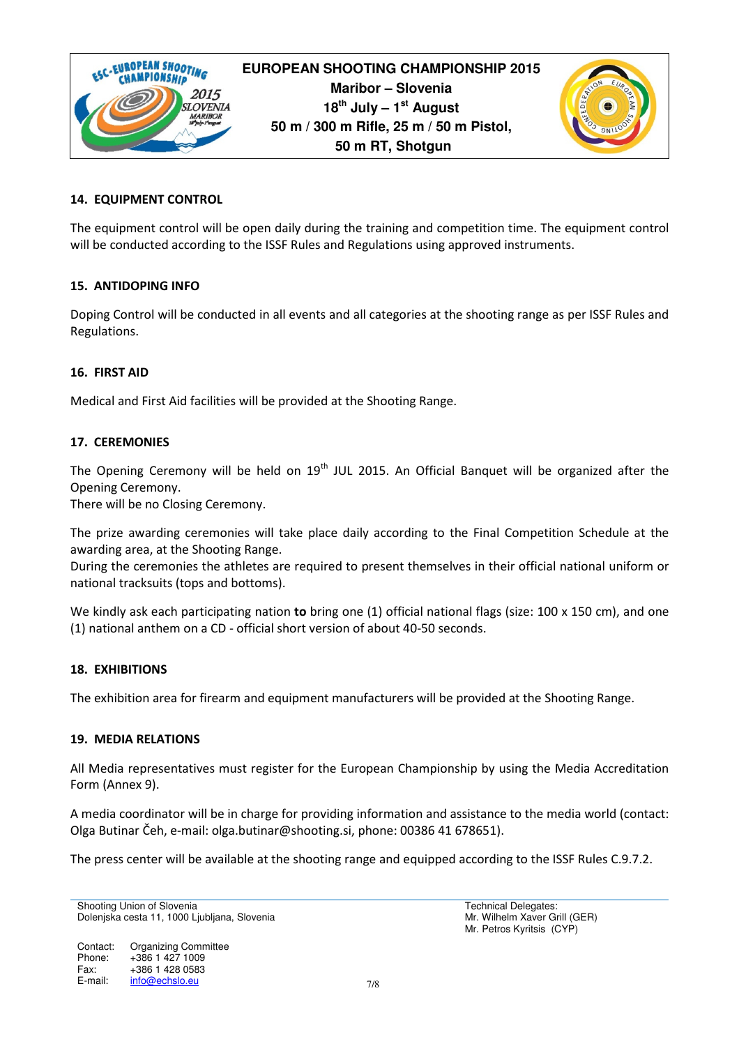## 14. EQUIPMENT CONTROL

The equipment control will be open daily during the training and competition time. The equipment control will be conducted according to the ISSF Rules and Regulations using approved instruments.

## 15. ANTIDOPING INFO

Doping Control will be conducted in all events and all categories at the shooting range as per ISSF Rules and Regulations.

## 16. FIRST AID

Medical and First Aid facilities will be provided at the Shooting Range.

## 17. CEREMONIES

The Opening Ceremony will be held on 19th JUL 2015. An Official Banquet will be organized after the Opening Ceremony.
There will be no Closing Ceremony.

The prize awarding ceremonies will take place daily according to the Final Competition Schedule at the awarding area, at the Shooting Range.
During the ceremonies the athletes are required to present themselves in their official national uniform or national tracksuits (tops and bottoms).

We kindly ask each participating nation **to** bring one (1) official national flags (size: 100 x 150 cm), and one (1) national anthem on a CD - official short version of about 40-50 seconds.

## 18. EXHIBITIONS

The exhibition area for firearm and equipment manufacturers will be provided at the Shooting Range.

## 19. MEDIA RELATIONS

All Media representatives must register for the European Championship by using the Media Accreditation Form (Annex 9).

A media coordinator will be in charge for providing information and assistance to the media world (contact: Olga Butinar Čeh, e-mail: olga.butinar@shooting.si, phone: 00386 41 678651).

The press center will be available at the shooting range and equipped according to the ISSF Rules C.9.7.2.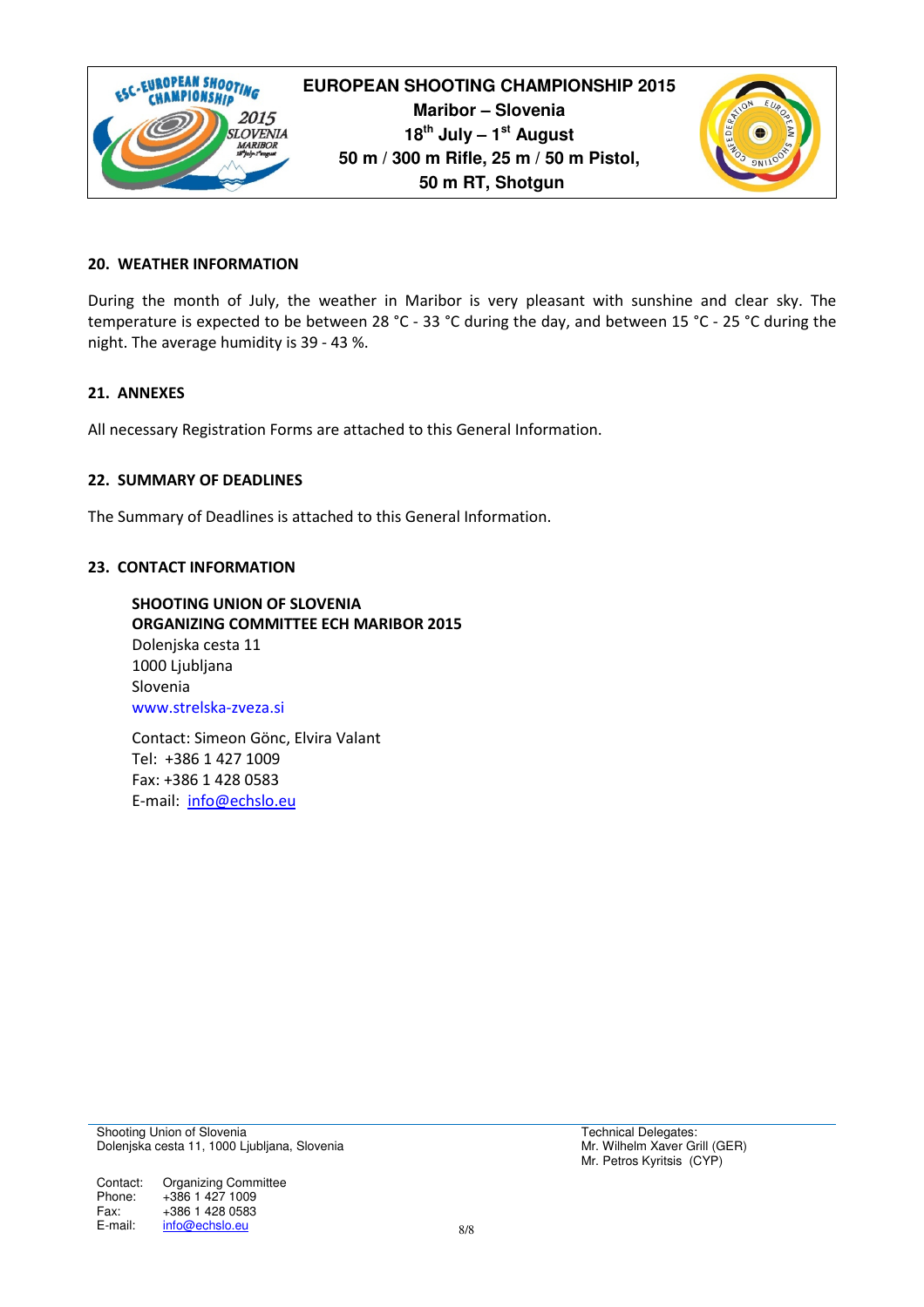## 20. WEATHER INFORMATION

During the month of July, the weather in Maribor is very pleasant with sunshine and clear sky. The temperature is expected to be between 28 °C - 33 °C during the day, and between 15 °C - 25 °C during the night. The average humidity is 39 - 43 %.

## 21. ANNEXES

All necessary Registration Forms are attached to this General Information.

## 22. SUMMARY OF DEADLINES

The Summary of Deadlines is attached to this General Information.

## 23. CONTACT INFORMATION

**SHOOTING UNION OF SLOVENIA**
**ORGANIZING COMMITTEE ECH MARIBOR 2015**
Dolenjska cesta 11
1000 Ljubljana
Slovenia
www.strelska-zveza.si

Contact: Simeon Gönc, Elvira Valant
Tel: +386 1 427 1009
Fax: +386 1 428 0583
E-mail: info@echslo.eu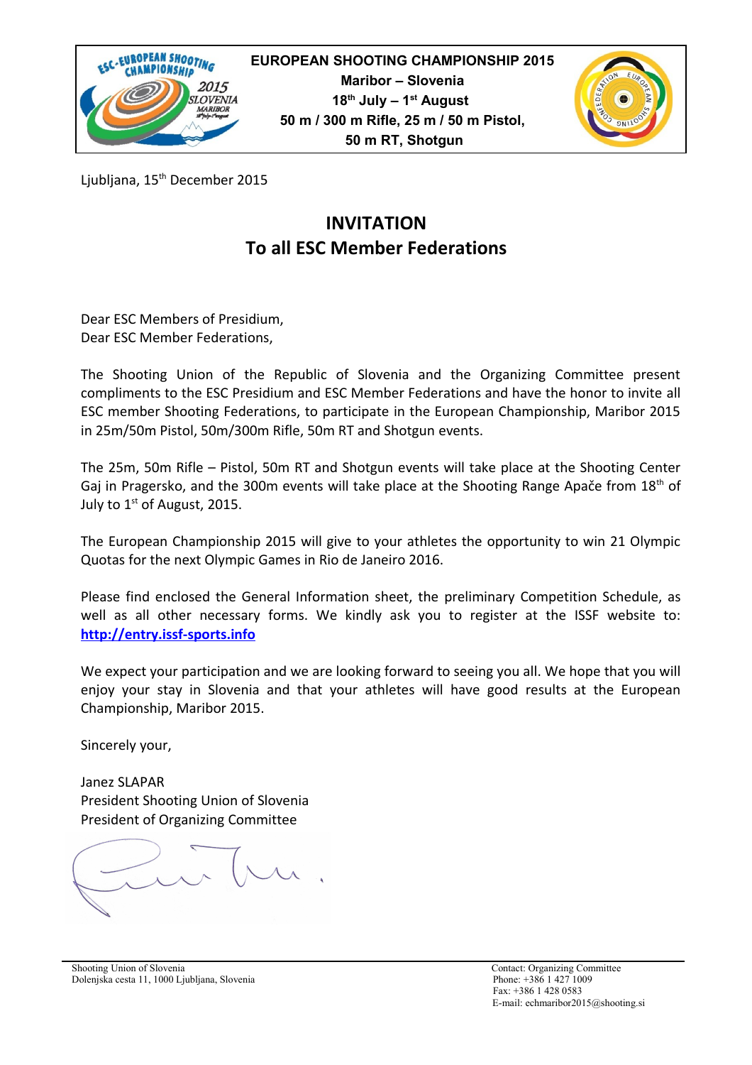**EUROPEAN SHOOTING CHAMPIONSHIP 2015**
**Maribor – Slovenia**
**18th July – 1st August**
**50 m / 300 m Rifle, 25 m / 50 m Pistol,**
**50 m RT, Shotgun**

Ljubljana, 15th December 2015

# INVITATION
## To all ESC Member Federations

Dear ESC Members of Presidium,
Dear ESC Member Federations,

The Shooting Union of the Republic of Slovenia and the Organizing Committee present compliments to the ESC Presidium and ESC Member Federations and have the honor to invite all ESC member Shooting Federations, to participate in the European Championship, Maribor 2015 in 25m/50m Pistol, 50m/300m Rifle, 50m RT and Shotgun events.

The 25m, 50m Rifle – Pistol, 50m RT and Shotgun events will take place at the Shooting Center Gaj in Pragersko, and the 300m events will take place at the Shooting Range Apače from 18th of July to 1st of August, 2015.

The European Championship 2015 will give to your athletes the opportunity to win 21 Olympic Quotas for the next Olympic Games in Rio de Janeiro 2016.

Please find enclosed the General Information sheet, the preliminary Competition Schedule, as well as all other necessary forms. We kindly ask you to register at the ISSF website to: **http://entry.issf-sports.info**

We expect your participation and we are looking forward to seeing you all. We hope that you will enjoy your stay in Slovenia and that your athletes will have good results at the European Championship, Maribor 2015.

Sincerely your,

Janez SLAPAR
President Shooting Union of Slovenia
President of Organizing Committee

Shooting Union of Slovenia
Dolenjska cesta 11, 1000 Ljubljana, Slovenia

Contact: Organizing Committee
Phone: +386 1 427 1009
Fax: +386 1 428 0583
E-mail: echmaribor2015@shooting.si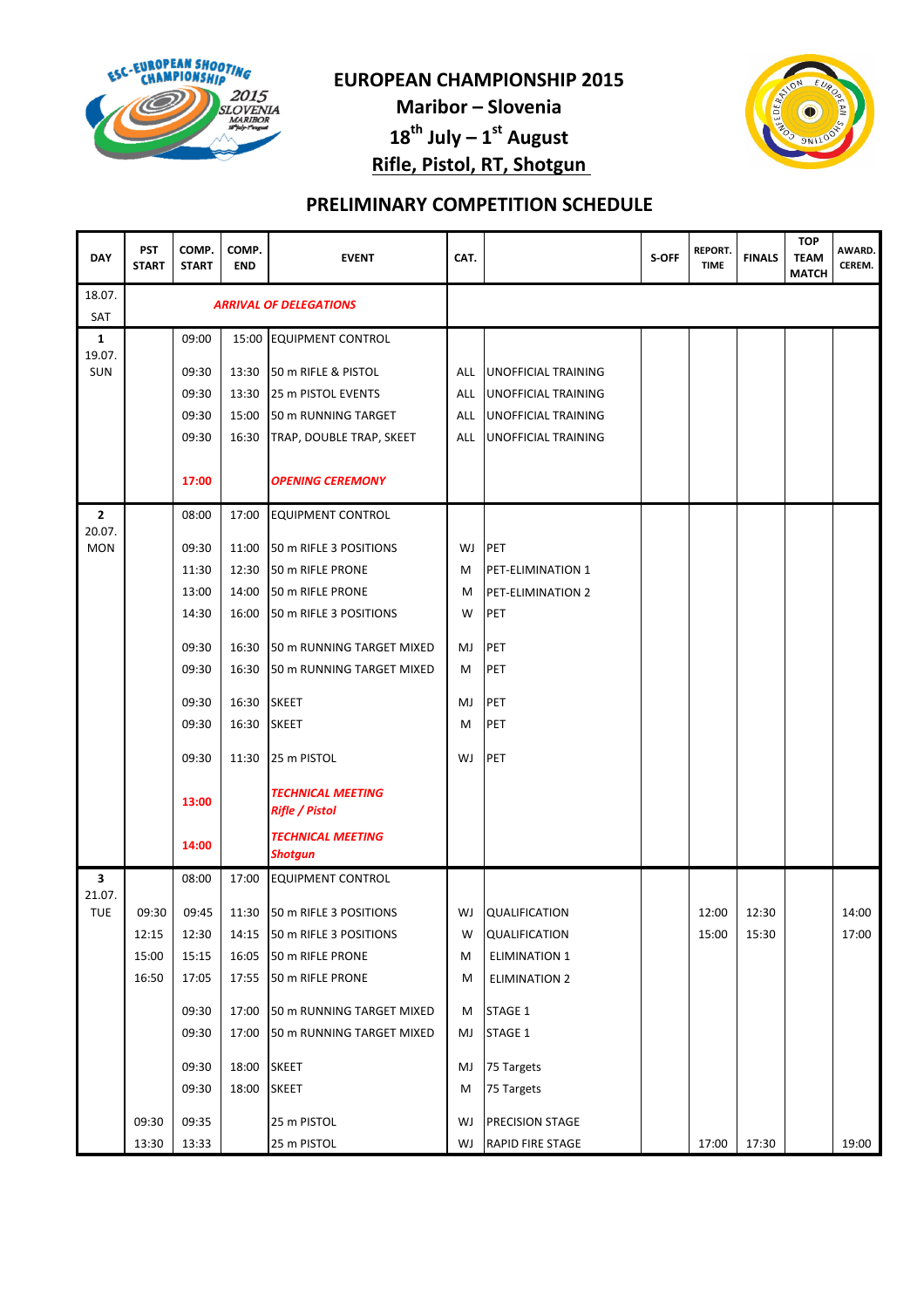# EUROPEAN CHAMPIONSHIP 2015

**Maribor – Slovenia**

**18th July – 1st August**

**Rifle, Pistol, RT, Shotgun**

## PRELIMINARY COMPETITION SCHEDULE

| DAY | PST START | COMP. START | COMP. END | EVENT | CAT. | | S-OFF | REPORT. TIME | FINALS | TOP TEAM MATCH | AWARD. CEREM. |
|---|---|---|---|---|---|---|---|---|---|---|---|
| 18.07. SAT | | | | ***ARRIVAL OF DELEGATIONS*** | | | | | | | |
| 1 19.07. SUN | | 09:00 | 15:00 | EQUIPMENT CONTROL | | | | | | | |
| | | 09:30 | 13:30 | 50 m RIFLE & PISTOL | ALL | UNOFFICIAL TRAINING | | | | | |
| | | 09:30 | 13:30 | 25 m PISTOL EVENTS | ALL | UNOFFICIAL TRAINING | | | | | |
| | | 09:30 | 15:00 | 50 m RUNNING TARGET | ALL | UNOFFICIAL TRAINING | | | | | |
| | | 09:30 | 16:30 | TRAP, DOUBLE TRAP, SKEET | ALL | UNOFFICIAL TRAINING | | | | | |
| | | **17:00** | | ***OPENING CEREMONY*** | | | | | | | |
| 2 20.07. MON | | 08:00 | 17:00 | EQUIPMENT CONTROL | | | | | | | |
| | | 09:30 | 11:00 | 50 m RIFLE 3 POSITIONS | WJ | PET | | | | | |
| | | 11:30 | 12:30 | 50 m RIFLE PRONE | M | PET-ELIMINATION 1 | | | | | |
| | | 13:00 | 14:00 | 50 m RIFLE PRONE | M | PET-ELIMINATION 2 | | | | | |
| | | 14:30 | 16:00 | 50 m RIFLE 3 POSITIONS | W | PET | | | | | |
| | | 09:30 | 16:30 | 50 m RUNNING TARGET MIXED | MJ | PET | | | | | |
| | | 09:30 | 16:30 | 50 m RUNNING TARGET MIXED | M | PET | | | | | |
| | | 09:30 | 16:30 | SKEET | MJ | PET | | | | | |
| | | 09:30 | 16:30 | SKEET | M | PET | | | | | |
| | | 09:30 | 11:30 | 25 m PISTOL | WJ | PET | | | | | |
| | | **13:00** | | ***TECHNICAL MEETING Rifle / Pistol*** | | | | | | | |
| | | **14:00** | | ***TECHNICAL MEETING Shotgun*** | | | | | | | |
| 3 21.07. TUE | | 08:00 | 17:00 | EQUIPMENT CONTROL | | | | | | | |
| | 09:30 | 09:45 | 11:30 | 50 m RIFLE 3 POSITIONS | WJ | QUALIFICATION | | 12:00 | 12:30 | | 14:00 |
| | 12:15 | 12:30 | 14:15 | 50 m RIFLE 3 POSITIONS | W | QUALIFICATION | | 15:00 | 15:30 | | 17:00 |
| | 15:00 | 15:15 | 16:05 | 50 m RIFLE PRONE | M | ELIMINATION 1 | | | | | |
| | 16:50 | 17:05 | 17:55 | 50 m RIFLE PRONE | M | ELIMINATION 2 | | | | | |
| | | 09:30 | 17:00 | 50 m RUNNING TARGET MIXED | M | STAGE 1 | | | | | |
| | | 09:30 | 17:00 | 50 m RUNNING TARGET MIXED | MJ | STAGE 1 | | | | | |
| | | 09:30 | 18:00 | SKEET | MJ | 75 Targets | | | | | |
| | | 09:30 | 18:00 | SKEET | M | 75 Targets | | | | | |
| | 09:30 | 09:35 | | 25 m PISTOL | WJ | PRECISION STAGE | | | | | |
| | 13:30 | 13:33 | | 25 m PISTOL | WJ | RAPID FIRE STAGE | | 17:00 | 17:30 | | 19:00 |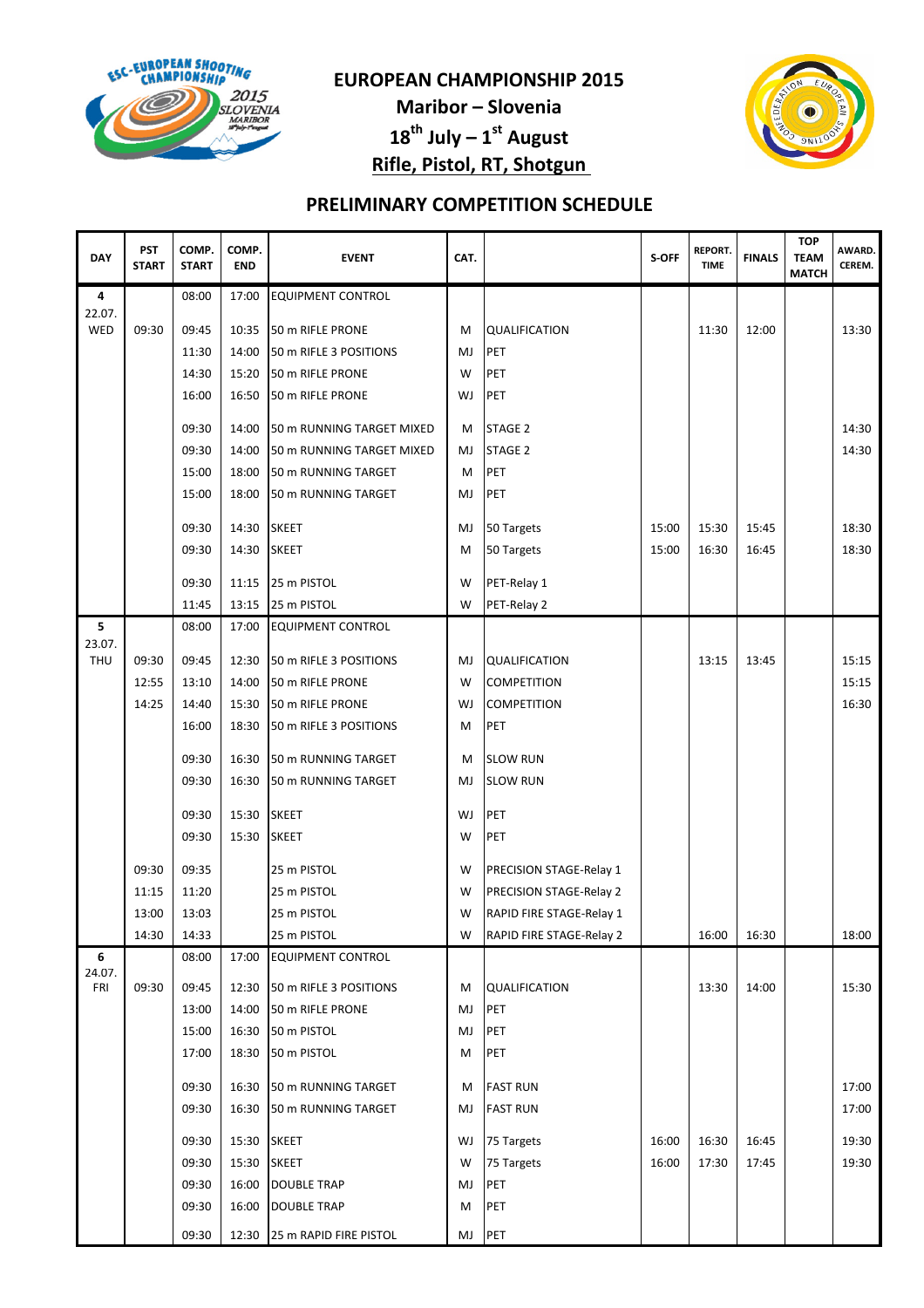# EUROPEAN CHAMPIONSHIP 2015

## Maribor – Slovenia

## $18^{th}$ July – $1^{st}$ August

## Rifle, Pistol, RT, Shotgun

## PRELIMINARY COMPETITION SCHEDULE

| DAY | PST START | COMP. START | COMP. END | EVENT | CAT. | | S-OFF | REPORT. TIME | FINALS | TOP TEAM MATCH | AWARD. CEREM. |
|---|---|---|---|---|---|---|---|---|---|---|---|
| 4 22.07. WED | | 08:00 | 17:00 | EQUIPMENT CONTROL | | | | | | | |
| | 09:30 | 09:45 | 10:35 | 50 m RIFLE PRONE | M | QUALIFICATION | | 11:30 | 12:00 | | 13:30 |
| | | 11:30 | 14:00 | 50 m RIFLE 3 POSITIONS | MJ | PET | | | | | |
| | | 14:30 | 15:20 | 50 m RIFLE PRONE | W | PET | | | | | |
| | | 16:00 | 16:50 | 50 m RIFLE PRONE | WJ | PET | | | | | |
| | | 09:30 | 14:00 | 50 m RUNNING TARGET MIXED | M | STAGE 2 | | | | | 14:30 |
| | | 09:30 | 14:00 | 50 m RUNNING TARGET MIXED | MJ | STAGE 2 | | | | | 14:30 |
| | | 15:00 | 18:00 | 50 m RUNNING TARGET | M | PET | | | | | |
| | | 15:00 | 18:00 | 50 m RUNNING TARGET | MJ | PET | | | | | |
| | | 09:30 | 14:30 | SKEET | MJ | 50 Targets | 15:00 | 15:30 | 15:45 | | 18:30 |
| | | 09:30 | 14:30 | SKEET | M | 50 Targets | 15:00 | 16:30 | 16:45 | | 18:30 |
| | | 09:30 | 11:15 | 25 m PISTOL | W | PET-Relay 1 | | | | | |
| | | 11:45 | 13:15 | 25 m PISTOL | W | PET-Relay 2 | | | | | |
| 5 23.07. THU | | 08:00 | 17:00 | EQUIPMENT CONTROL | | | | | | | |
| | 09:30 | 09:45 | 12:30 | 50 m RIFLE 3 POSITIONS | MJ | QUALIFICATION | | 13:15 | 13:45 | | 15:15 |
| | 12:55 | 13:10 | 14:00 | 50 m RIFLE PRONE | W | COMPETITION | | | | | 15:15 |
| | 14:25 | 14:40 | 15:30 | 50 m RIFLE PRONE | WJ | COMPETITION | | | | | 16:30 |
| | | 16:00 | 18:30 | 50 m RIFLE 3 POSITIONS | M | PET | | | | | |
| | | 09:30 | 16:30 | 50 m RUNNING TARGET | M | SLOW RUN | | | | | |
| | | 09:30 | 16:30 | 50 m RUNNING TARGET | MJ | SLOW RUN | | | | | |
| | | 09:30 | 15:30 | SKEET | WJ | PET | | | | | |
| | | 09:30 | 15:30 | SKEET | W | PET | | | | | |
| | 09:30 | 09:35 | | 25 m PISTOL | W | PRECISION STAGE-Relay 1 | | | | | |
| | 11:15 | 11:20 | | 25 m PISTOL | W | PRECISION STAGE-Relay 2 | | | | | |
| | 13:00 | 13:03 | | 25 m PISTOL | W | RAPID FIRE STAGE-Relay 1 | | | | | |
| | 14:30 | 14:33 | | 25 m PISTOL | W | RAPID FIRE STAGE-Relay 2 | | 16:00 | 16:30 | | 18:00 |
| 6 24.07. FRI | | 08:00 | 17:00 | EQUIPMENT CONTROL | | | | | | | |
| | 09:30 | 09:45 | 12:30 | 50 m RIFLE 3 POSITIONS | M | QUALIFICATION | | 13:30 | 14:00 | | 15:30 |
| | | 13:00 | 14:00 | 50 m RIFLE PRONE | MJ | PET | | | | | |
| | | 15:00 | 16:30 | 50 m PISTOL | MJ | PET | | | | | |
| | | 17:00 | 18:30 | 50 m PISTOL | M | PET | | | | | |
| | | 09:30 | 16:30 | 50 m RUNNING TARGET | M | FAST RUN | | | | | 17:00 |
| | | 09:30 | 16:30 | 50 m RUNNING TARGET | MJ | FAST RUN | | | | | 17:00 |
| | | 09:30 | 15:30 | SKEET | WJ | 75 Targets | 16:00 | 16:30 | 16:45 | | 19:30 |
| | | 09:30 | 15:30 | SKEET | W | 75 Targets | 16:00 | 17:30 | 17:45 | | 19:30 |
| | | 09:30 | 16:00 | DOUBLE TRAP | MJ | PET | | | | | |
| | | 09:30 | 16:00 | DOUBLE TRAP | M | PET | | | | | |
| | | 09:30 | 12:30 | 25 m RAPID FIRE PISTOL | MJ | PET | | | | | |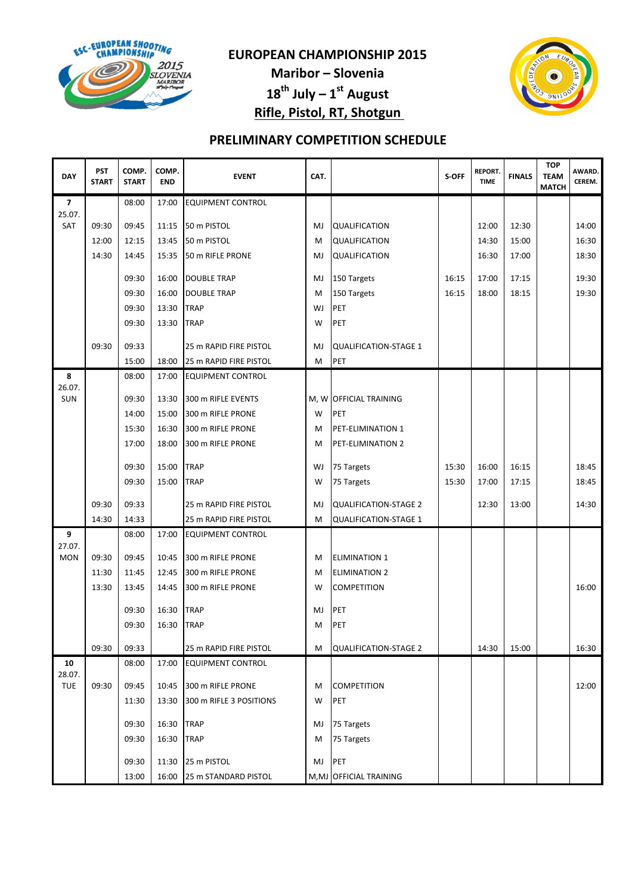# EUROPEAN CHAMPIONSHIP 2015

**Maribor – Slovenia**

**18th July – 1st August**

**Rifle, Pistol, RT, Shotgun**

## PRELIMINARY COMPETITION SCHEDULE

| DAY | PST START | COMP. START | COMP. END | EVENT | CAT. | | S-OFF | REPORT. TIME | FINALS | TOP TEAM MATCH | AWARD. CEREM. |
|---|---|---|---|---|---|---|---|---|---|---|---|
| 7 25.07. SAT | | 08:00 | 17:00 | EQUIPMENT CONTROL | | | | | | | |
| | 09:30 | 09:45 | 11:15 | 50 m PISTOL | MJ | QUALIFICATION | | 12:00 | 12:30 | | 14:00 |
| | 12:00 | 12:15 | 13:45 | 50 m PISTOL | M | QUALIFICATION | | 14:30 | 15:00 | | 16:30 |
| | 14:30 | 14:45 | 15:35 | 50 m RIFLE PRONE | MJ | QUALIFICATION | | 16:30 | 17:00 | | 18:30 |
| | | 09:30 | 16:00 | DOUBLE TRAP | MJ | 150 Targets | 16:15 | 17:00 | 17:15 | | 19:30 |
| | | 09:30 | 16:00 | DOUBLE TRAP | M | 150 Targets | 16:15 | 18:00 | 18:15 | | 19:30 |
| | | 09:30 | 13:30 | TRAP | WJ | PET | | | | | |
| | | 09:30 | 13:30 | TRAP | W | PET | | | | | |
| | 09:30 | 09:33 | | 25 m RAPID FIRE PISTOL | MJ | QUALIFICATION-STAGE 1 | | | | | |
| | | 15:00 | 18:00 | 25 m RAPID FIRE PISTOL | M | PET | | | | | |
| 8 26.07. SUN | | 08:00 | 17:00 | EQUIPMENT CONTROL | | | | | | | |
| | | 09:30 | 13:30 | 300 m RIFLE EVENTS | M, W | OFFICIAL TRAINING | | | | | |
| | | 14:00 | 15:00 | 300 m RIFLE PRONE | W | PET | | | | | |
| | | 15:30 | 16:30 | 300 m RIFLE PRONE | M | PET-ELIMINATION 1 | | | | | |
| | | 17:00 | 18:00 | 300 m RIFLE PRONE | M | PET-ELIMINATION 2 | | | | | |
| | | 09:30 | 15:00 | TRAP | WJ | 75 Targets | 15:30 | 16:00 | 16:15 | | 18:45 |
| | | 09:30 | 15:00 | TRAP | W | 75 Targets | 15:30 | 17:00 | 17:15 | | 18:45 |
| | 09:30 | 09:33 | | 25 m RAPID FIRE PISTOL | MJ | QUALIFICATION-STAGE 2 | | 12:30 | 13:00 | | 14:30 |
| | 14:30 | 14:33 | | 25 m RAPID FIRE PISTOL | M | QUALIFICATION-STAGE 1 | | | | | |
| 9 27.07. MON | | 08:00 | 17:00 | EQUIPMENT CONTROL | | | | | | | |
| | 09:30 | 09:45 | 10:45 | 300 m RIFLE PRONE | M | ELIMINATION 1 | | | | | |
| | 11:30 | 11:45 | 12:45 | 300 m RIFLE PRONE | M | ELIMINATION 2 | | | | | |
| | 13:30 | 13:45 | 14:45 | 300 m RIFLE PRONE | W | COMPETITION | | | | | 16:00 |
| | | 09:30 | 16:30 | TRAP | MJ | PET | | | | | |
| | | 09:30 | 16:30 | TRAP | M | PET | | | | | |
| | 09:30 | 09:33 | | 25 m RAPID FIRE PISTOL | M | QUALIFICATION-STAGE 2 | | 14:30 | 15:00 | | 16:30 |
| 10 28.07. TUE | | 08:00 | 17:00 | EQUIPMENT CONTROL | | | | | | | |
| | 09:30 | 09:45 | 10:45 | 300 m RIFLE PRONE | M | COMPETITION | | | | | 12:00 |
| | | 11:30 | 13:30 | 300 m RIFLE 3 POSITIONS | W | PET | | | | | |
| | | 09:30 | 16:30 | TRAP | MJ | 75 Targets | | | | | |
| | | 09:30 | 16:30 | TRAP | M | 75 Targets | | | | | |
| | | 09:30 | 11:30 | 25 m PISTOL | MJ | PET | | | | | |
| | | 13:00 | 16:00 | 25 m STANDARD PISTOL | M,MJ | OFFICIAL TRAINING | | | | | |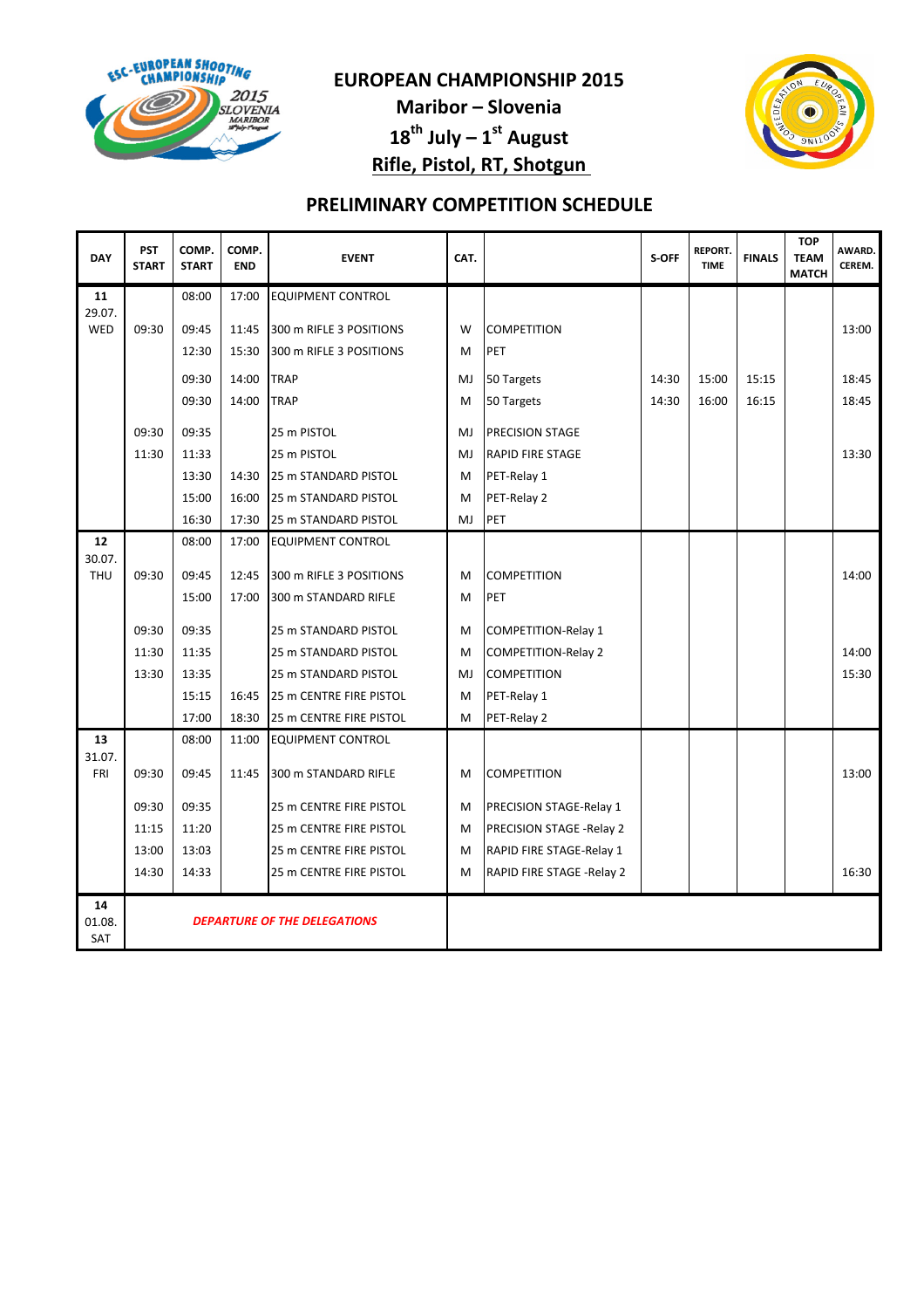# EUROPEAN CHAMPIONSHIP 2015

## Maribor – Slovenia

## 18th July – 1st August

## Rifle, Pistol, RT, Shotgun

## PRELIMINARY COMPETITION SCHEDULE

| DAY | PST START | COMP. START | COMP. END | EVENT | CAT. | | S-OFF | REPORT. TIME | FINALS | TOP TEAM MATCH | AWARD. CEREM. |
|---|---|---|---|---|---|---|---|---|---|---|---|
| 11 29.07. WED | | 08:00 | 17:00 | EQUIPMENT CONTROL | | | | | | | |
| | 09:30 | 09:45 | 11:45 | 300 m RIFLE 3 POSITIONS | W | COMPETITION | | | | | 13:00 |
| | | 12:30 | 15:30 | 300 m RIFLE 3 POSITIONS | M | PET | | | | | |
| | | 09:30 | 14:00 | TRAP | MJ | 50 Targets | 14:30 | 15:00 | 15:15 | | 18:45 |
| | | 09:30 | 14:00 | TRAP | M | 50 Targets | 14:30 | 16:00 | 16:15 | | 18:45 |
| | 09:30 | 09:35 | | 25 m PISTOL | MJ | PRECISION STAGE | | | | | |
| | 11:30 | 11:33 | | 25 m PISTOL | MJ | RAPID FIRE STAGE | | | | | 13:30 |
| | | 13:30 | 14:30 | 25 m STANDARD PISTOL | M | PET-Relay 1 | | | | | |
| | | 15:00 | 16:00 | 25 m STANDARD PISTOL | M | PET-Relay 2 | | | | | |
| | | 16:30 | 17:30 | 25 m STANDARD PISTOL | MJ | PET | | | | | |
| 12 30.07. THU | | 08:00 | 17:00 | EQUIPMENT CONTROL | | | | | | | |
| | 09:30 | 09:45 | 12:45 | 300 m RIFLE 3 POSITIONS | M | COMPETITION | | | | | 14:00 |
| | | 15:00 | 17:00 | 300 m STANDARD RIFLE | M | PET | | | | | |
| | 09:30 | 09:35 | | 25 m STANDARD PISTOL | M | COMPETITION-Relay 1 | | | | | |
| | 11:30 | 11:35 | | 25 m STANDARD PISTOL | M | COMPETITION-Relay 2 | | | | | 14:00 |
| | 13:30 | 13:35 | | 25 m STANDARD PISTOL | MJ | COMPETITION | | | | | 15:30 |
| | | 15:15 | 16:45 | 25 m CENTRE FIRE PISTOL | M | PET-Relay 1 | | | | | |
| | | 17:00 | 18:30 | 25 m CENTRE FIRE PISTOL | M | PET-Relay 2 | | | | | |
| 13 31.07. FRI | | 08:00 | 11:00 | EQUIPMENT CONTROL | | | | | | | |
| | 09:30 | 09:45 | 11:45 | 300 m STANDARD RIFLE | M | COMPETITION | | | | | 13:00 |
| | 09:30 | 09:35 | | 25 m CENTRE FIRE PISTOL | M | PRECISION STAGE-Relay 1 | | | | | |
| | 11:15 | 11:20 | | 25 m CENTRE FIRE PISTOL | M | PRECISION STAGE -Relay 2 | | | | | |
| | 13:00 | 13:03 | | 25 m CENTRE FIRE PISTOL | M | RAPID FIRE STAGE-Relay 1 | | | | | |
| | 14:30 | 14:33 | | 25 m CENTRE FIRE PISTOL | M | RAPID FIRE STAGE -Relay 2 | | | | | 16:30 |
| 14 01.08. SAT | | | | ***DEPARTURE OF THE DELEGATIONS*** | | | | | | | |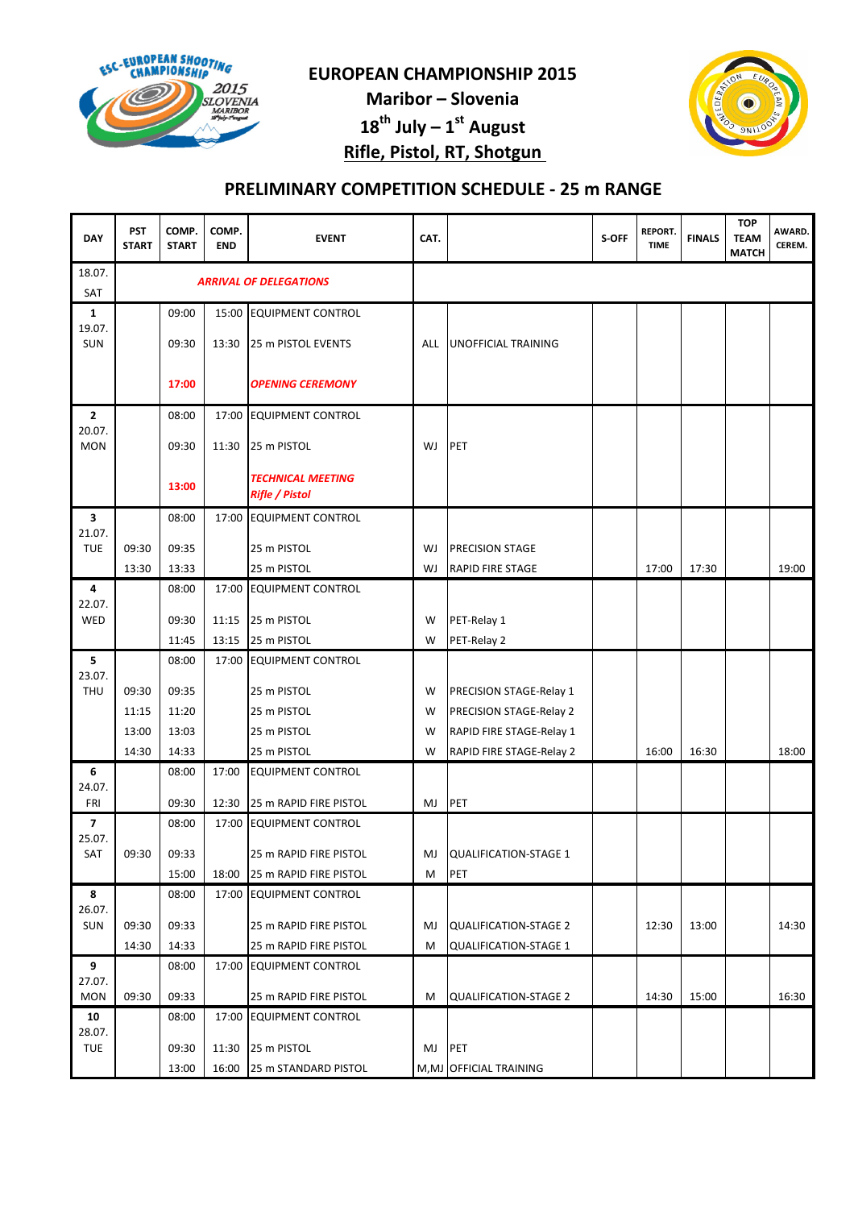# EUROPEAN CHAMPIONSHIP 2015

**Maribor – Slovenia**

**18th July – 1st August**

**Rifle, Pistol, RT, Shotgun**

## PRELIMINARY COMPETITION SCHEDULE - 25 m RANGE

| DAY | PST START | COMP. START | COMP. END | EVENT | CAT. | | S-OFF | REPORT. TIME | FINALS | TOP TEAM MATCH | AWARD. CEREM. |
|---|---|---|---|---|---|---|---|---|---|---|---|
| 18.07. SAT | | | | ***ARRIVAL OF DELEGATIONS*** | | | | | | | |
| **1** 19.07. SUN | | 09:00 | 15:00 | EQUIPMENT CONTROL | | | | | | | |
| | | 09:30 | 13:30 | 25 m PISTOL EVENTS | ALL | UNOFFICIAL TRAINING | | | | | |
| | | **17:00** | | ***OPENING CEREMONY*** | | | | | | | |
| **2** 20.07. MON | | 08:00 | 17:00 | EQUIPMENT CONTROL | | | | | | | |
| | | 09:30 | 11:30 | 25 m PISTOL | WJ | PET | | | | | |
| | | **13:00** | | ***TECHNICAL MEETING Rifle / Pistol*** | | | | | | | |
| **3** 21.07. TUE | | 08:00 | 17:00 | EQUIPMENT CONTROL | | | | | | | |
| | 09:30 | 09:35 | | 25 m PISTOL | WJ | PRECISION STAGE | | | | | |
| | 13:30 | 13:33 | | 25 m PISTOL | WJ | RAPID FIRE STAGE | | 17:00 | 17:30 | | 19:00 |
| **4** 22.07. WED | | 08:00 | 17:00 | EQUIPMENT CONTROL | | | | | | | |
| | | 09:30 | 11:15 | 25 m PISTOL | W | PET-Relay 1 | | | | | |
| | | 11:45 | 13:15 | 25 m PISTOL | W | PET-Relay 2 | | | | | |
| **5** 23.07. THU | | 08:00 | 17:00 | EQUIPMENT CONTROL | | | | | | | |
| | 09:30 | 09:35 | | 25 m PISTOL | W | PRECISION STAGE-Relay 1 | | | | | |
| | 11:15 | 11:20 | | 25 m PISTOL | W | PRECISION STAGE-Relay 2 | | | | | |
| | 13:00 | 13:03 | | 25 m PISTOL | W | RAPID FIRE STAGE-Relay 1 | | | | | |
| | 14:30 | 14:33 | | 25 m PISTOL | W | RAPID FIRE STAGE-Relay 2 | | 16:00 | 16:30 | | 18:00 |
| **6** 24.07. FRI | | 08:00 | 17:00 | EQUIPMENT CONTROL | | | | | | | |
| | | 09:30 | 12:30 | 25 m RAPID FIRE PISTOL | MJ | PET | | | | | |
| **7** 25.07. SAT | | 08:00 | 17:00 | EQUIPMENT CONTROL | | | | | | | |
| | 09:30 | 09:33 | | 25 m RAPID FIRE PISTOL | MJ | QUALIFICATION-STAGE 1 | | | | | |
| | | 15:00 | 18:00 | 25 m RAPID FIRE PISTOL | M | PET | | | | | |
| **8** 26.07. SUN | | 08:00 | 17:00 | EQUIPMENT CONTROL | | | | | | | |
| | 09:30 | 09:33 | | 25 m RAPID FIRE PISTOL | MJ | QUALIFICATION-STAGE 2 | | 12:30 | 13:00 | | 14:30 |
| | 14:30 | 14:33 | | 25 m RAPID FIRE PISTOL | M | QUALIFICATION-STAGE 1 | | | | | |
| **9** 27.07. MON | | 08:00 | 17:00 | EQUIPMENT CONTROL | | | | | | | |
| | 09:30 | 09:33 | | 25 m RAPID FIRE PISTOL | M | QUALIFICATION-STAGE 2 | | 14:30 | 15:00 | | 16:30 |
| **10** 28.07. TUE | | 08:00 | 17:00 | EQUIPMENT CONTROL | | | | | | | |
| | | 09:30 | 11:30 | 25 m PISTOL | MJ | PET | | | | | |
| | | 13:00 | 16:00 | 25 m STANDARD PISTOL | M,MJ | OFFICIAL TRAINING | | | | | |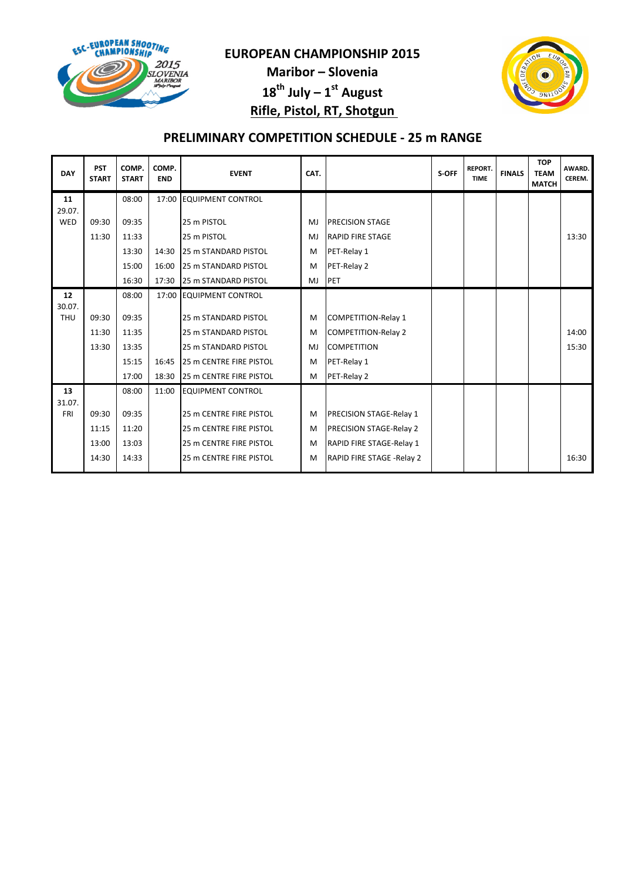# EUROPEAN CHAMPIONSHIP 2015

**Maribor – Slovenia**

**18th July – 1st August**

**Rifle, Pistol, RT, Shotgun**

## PRELIMINARY COMPETITION SCHEDULE - 25 m RANGE

| DAY | PST START | COMP. START | COMP. END | EVENT | CAT. | | S-OFF | REPORT. TIME | FINALS | TOP TEAM MATCH | AWARD. CEREM. |
|---|---|---|---|---|---|---|---|---|---|---|---|
| 11 29.07. WED | | 08:00 | 17:00 | EQUIPMENT CONTROL | | | | | | | |
| | 09:30 | 09:35 | | 25 m PISTOL | MJ | PRECISION STAGE | | | | | |
| | 11:30 | 11:33 | | 25 m PISTOL | MJ | RAPID FIRE STAGE | | | | | 13:30 |
| | | 13:30 | 14:30 | 25 m STANDARD PISTOL | M | PET-Relay 1 | | | | | |
| | | 15:00 | 16:00 | 25 m STANDARD PISTOL | M | PET-Relay 2 | | | | | |
| | | 16:30 | 17:30 | 25 m STANDARD PISTOL | MJ | PET | | | | | |
| 12 30.07. THU | | 08:00 | 17:00 | EQUIPMENT CONTROL | | | | | | | |
| | 09:30 | 09:35 | | 25 m STANDARD PISTOL | M | COMPETITION-Relay 1 | | | | | |
| | 11:30 | 11:35 | | 25 m STANDARD PISTOL | M | COMPETITION-Relay 2 | | | | | 14:00 |
| | 13:30 | 13:35 | | 25 m STANDARD PISTOL | MJ | COMPETITION | | | | | 15:30 |
| | | 15:15 | 16:45 | 25 m CENTRE FIRE PISTOL | M | PET-Relay 1 | | | | | |
| | | 17:00 | 18:30 | 25 m CENTRE FIRE PISTOL | M | PET-Relay 2 | | | | | |
| 13 31.07. FRI | | 08:00 | 11:00 | EQUIPMENT CONTROL | | | | | | | |
| | 09:30 | 09:35 | | 25 m CENTRE FIRE PISTOL | M | PRECISION STAGE-Relay 1 | | | | | |
| | 11:15 | 11:20 | | 25 m CENTRE FIRE PISTOL | M | PRECISION STAGE-Relay 2 | | | | | |
| | 13:00 | 13:03 | | 25 m CENTRE FIRE PISTOL | M | RAPID FIRE STAGE-Relay 1 | | | | | |
| | 14:30 | 14:33 | | 25 m CENTRE FIRE PISTOL | M | RAPID FIRE STAGE -Relay 2 | | | | | 16:30 |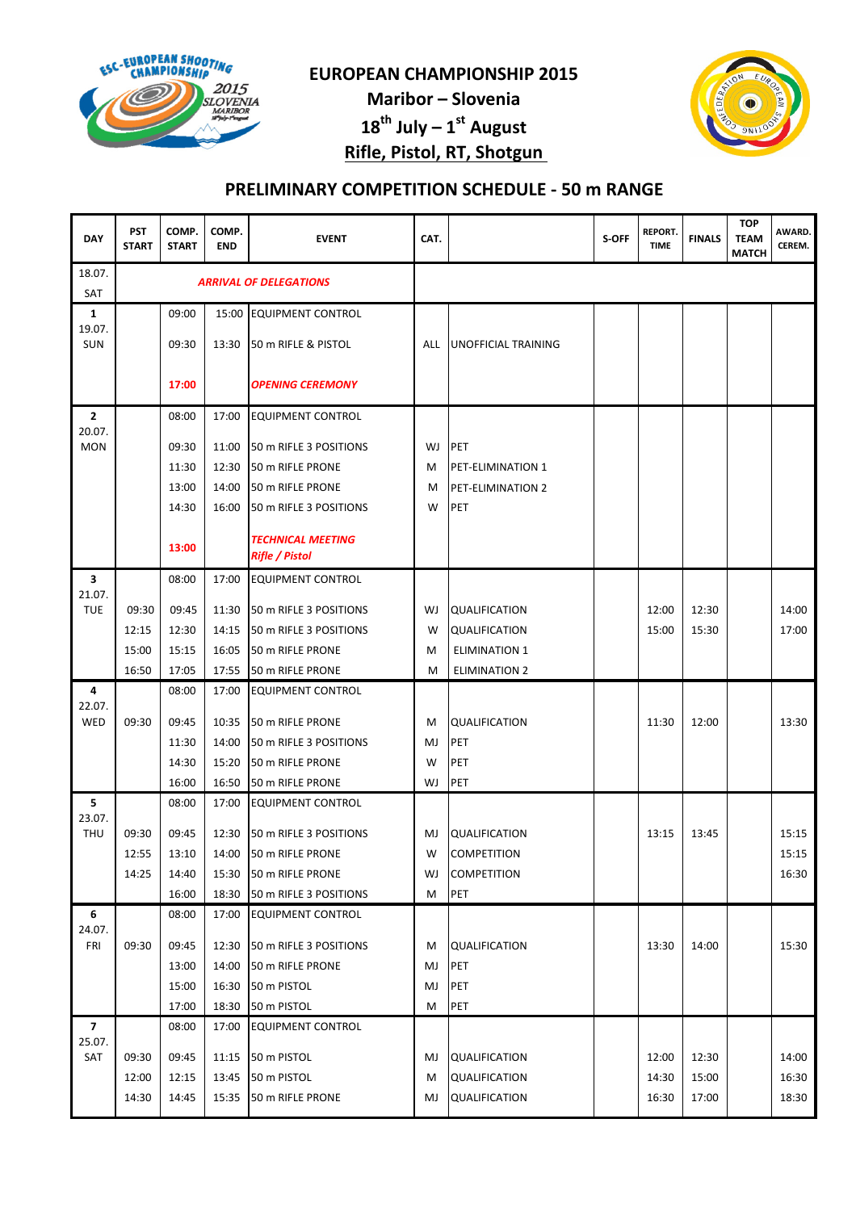# EUROPEAN CHAMPIONSHIP 2015

**Maribor – Slovenia**

**18th July – 1st August**

**Rifle, Pistol, RT, Shotgun**

## PRELIMINARY COMPETITION SCHEDULE - 50 m RANGE

| DAY | PST START | COMP. START | COMP. END | EVENT | CAT. | | S-OFF | REPORT. TIME | FINALS | TOP TEAM MATCH | AWARD. CEREM. |
|---|---|---|---|---|---|---|---|---|---|---|---|
| 18.07. SAT | | | | ***ARRIVAL OF DELEGATIONS*** | | | | | | | |
| **1** 19.07. SUN | | 09:00 | 15:00 | EQUIPMENT CONTROL | | | | | | | |
| | | 09:30 | 13:30 | 50 m RIFLE & PISTOL | ALL | UNOFFICIAL TRAINING | | | | | |
| | | **17:00** | | ***OPENING CEREMONY*** | | | | | | | |
| **2** 20.07. MON | | 08:00 | 17:00 | EQUIPMENT CONTROL | | | | | | | |
| | | 09:30 | 11:00 | 50 m RIFLE 3 POSITIONS | WJ | PET | | | | | |
| | | 11:30 | 12:30 | 50 m RIFLE PRONE | M | PET-ELIMINATION 1 | | | | | |
| | | 13:00 | 14:00 | 50 m RIFLE PRONE | M | PET-ELIMINATION 2 | | | | | |
| | | 14:30 | 16:00 | 50 m RIFLE 3 POSITIONS | W | PET | | | | | |
| | | **13:00** | | ***TECHNICAL MEETING Rifle / Pistol*** | | | | | | | |
| **3** 21.07. TUE | | 08:00 | 17:00 | EQUIPMENT CONTROL | | | | | | | |
| | 09:30 | 09:45 | 11:30 | 50 m RIFLE 3 POSITIONS | WJ | QUALIFICATION | | 12:00 | 12:30 | | 14:00 |
| | 12:15 | 12:30 | 14:15 | 50 m RIFLE 3 POSITIONS | W | QUALIFICATION | | 15:00 | 15:30 | | 17:00 |
| | 15:00 | 15:15 | 16:05 | 50 m RIFLE PRONE | M | ELIMINATION 1 | | | | | |
| | 16:50 | 17:05 | 17:55 | 50 m RIFLE PRONE | M | ELIMINATION 2 | | | | | |
| **4** 22.07. WED | | 08:00 | 17:00 | EQUIPMENT CONTROL | | | | | | | |
| | 09:30 | 09:45 | 10:35 | 50 m RIFLE PRONE | M | QUALIFICATION | | 11:30 | 12:00 | | 13:30 |
| | | 11:30 | 14:00 | 50 m RIFLE 3 POSITIONS | MJ | PET | | | | | |
| | | 14:30 | 15:20 | 50 m RIFLE PRONE | W | PET | | | | | |
| | | 16:00 | 16:50 | 50 m RIFLE PRONE | WJ | PET | | | | | |
| **5** 23.07. THU | | 08:00 | 17:00 | EQUIPMENT CONTROL | | | | | | | |
| | 09:30 | 09:45 | 12:30 | 50 m RIFLE 3 POSITIONS | MJ | QUALIFICATION | | 13:15 | 13:45 | | 15:15 |
| | 12:55 | 13:10 | 14:00 | 50 m RIFLE PRONE | W | COMPETITION | | | | | 15:15 |
| | 14:25 | 14:40 | 15:30 | 50 m RIFLE PRONE | WJ | COMPETITION | | | | | 16:30 |
| | | 16:00 | 18:30 | 50 m RIFLE 3 POSITIONS | M | PET | | | | | |
| **6** 24.07. FRI | | 08:00 | 17:00 | EQUIPMENT CONTROL | | | | | | | |
| | 09:30 | 09:45 | 12:30 | 50 m RIFLE 3 POSITIONS | M | QUALIFICATION | | 13:30 | 14:00 | | 15:30 |
| | | 13:00 | 14:00 | 50 m RIFLE PRONE | MJ | PET | | | | | |
| | | 15:00 | 16:30 | 50 m PISTOL | MJ | PET | | | | | |
| | | 17:00 | 18:30 | 50 m PISTOL | M | PET | | | | | |
| **7** 25.07. SAT | | 08:00 | 17:00 | EQUIPMENT CONTROL | | | | | | | |
| | 09:30 | 09:45 | 11:15 | 50 m PISTOL | MJ | QUALIFICATION | | 12:00 | 12:30 | | 14:00 |
| | 12:00 | 12:15 | 13:45 | 50 m PISTOL | M | QUALIFICATION | | 14:30 | 15:00 | | 16:30 |
| | 14:30 | 14:45 | 15:35 | 50 m RIFLE PRONE | MJ | QUALIFICATION | | 16:30 | 17:00 | | 18:30 |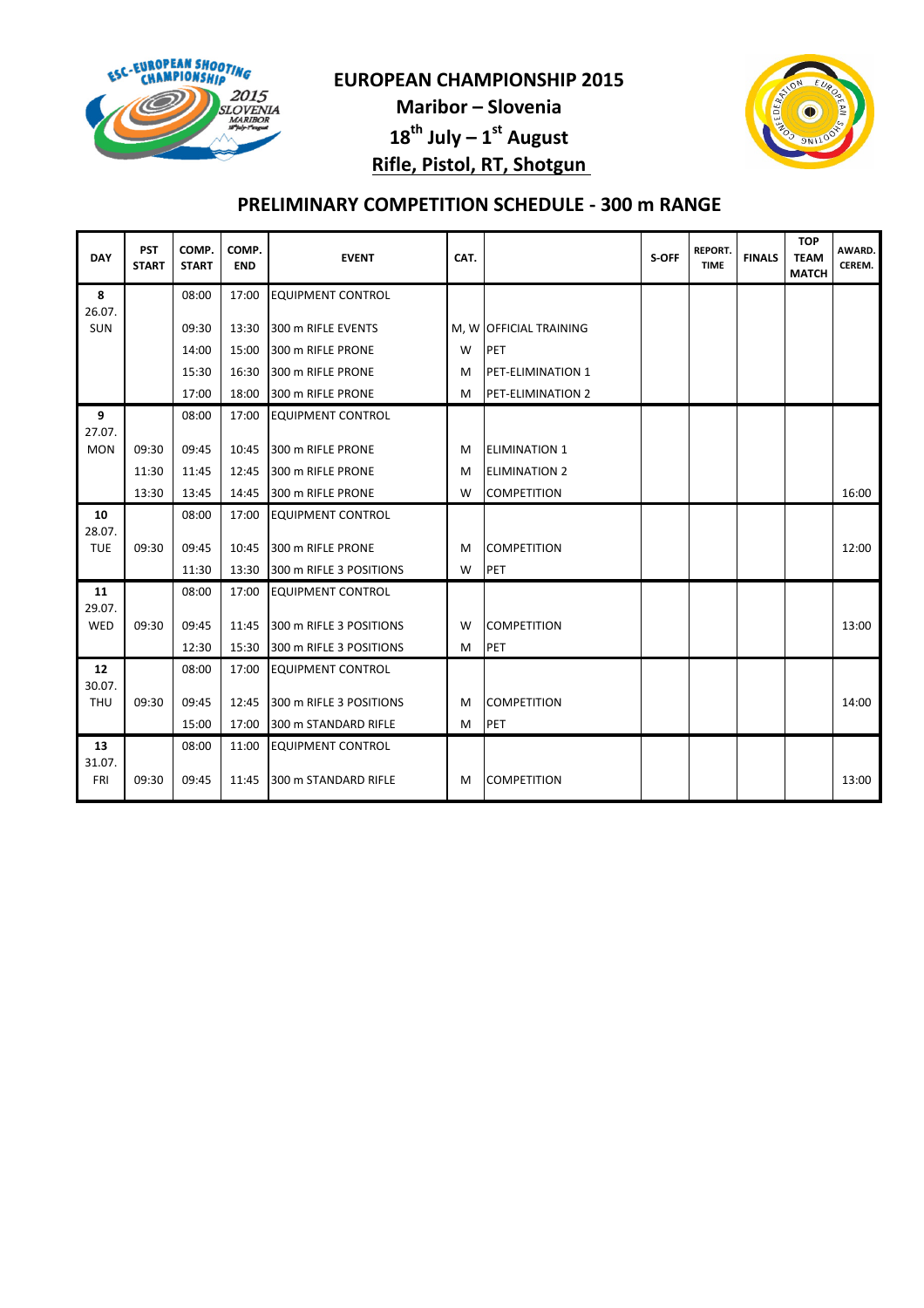# EUROPEAN CHAMPIONSHIP 2015

**Maribor – Slovenia**

**18th July – 1st August**

**Rifle, Pistol, RT, Shotgun**

## PRELIMINARY COMPETITION SCHEDULE - 300 m RANGE

| DAY | PST START | COMP. START | COMP. END | EVENT | CAT. | | S-OFF | REPORT. TIME | FINALS | TOP TEAM MATCH | AWARD. CEREM. |
|---|---|---|---|---|---|---|---|---|---|---|---|
| 8 26.07. SUN | | 08:00 | 17:00 | EQUIPMENT CONTROL | | | | | | | |
| | | 09:30 | 13:30 | 300 m RIFLE EVENTS | M, W | OFFICIAL TRAINING | | | | | |
| | | 14:00 | 15:00 | 300 m RIFLE PRONE | W | PET | | | | | |
| | | 15:30 | 16:30 | 300 m RIFLE PRONE | M | PET-ELIMINATION 1 | | | | | |
| | | 17:00 | 18:00 | 300 m RIFLE PRONE | M | PET-ELIMINATION 2 | | | | | |
| 9 27.07. MON | | 08:00 | 17:00 | EQUIPMENT CONTROL | | | | | | | |
| | 09:30 | 09:45 | 10:45 | 300 m RIFLE PRONE | M | ELIMINATION 1 | | | | | |
| | 11:30 | 11:45 | 12:45 | 300 m RIFLE PRONE | M | ELIMINATION 2 | | | | | |
| | 13:30 | 13:45 | 14:45 | 300 m RIFLE PRONE | W | COMPETITION | | | | | 16:00 |
| 10 28.07. TUE | | 08:00 | 17:00 | EQUIPMENT CONTROL | | | | | | | |
| | 09:30 | 09:45 | 10:45 | 300 m RIFLE PRONE | M | COMPETITION | | | | | 12:00 |
| | | 11:30 | 13:30 | 300 m RIFLE 3 POSITIONS | W | PET | | | | | |
| 11 29.07. WED | | 08:00 | 17:00 | EQUIPMENT CONTROL | | | | | | | |
| | 09:30 | 09:45 | 11:45 | 300 m RIFLE 3 POSITIONS | W | COMPETITION | | | | | 13:00 |
| | | 12:30 | 15:30 | 300 m RIFLE 3 POSITIONS | M | PET | | | | | |
| 12 30.07. THU | | 08:00 | 17:00 | EQUIPMENT CONTROL | | | | | | | |
| | 09:30 | 09:45 | 12:45 | 300 m RIFLE 3 POSITIONS | M | COMPETITION | | | | | 14:00 |
| | | 15:00 | 17:00 | 300 m STANDARD RIFLE | M | PET | | | | | |
| 13 31.07. FRI | | 08:00 | 11:00 | EQUIPMENT CONTROL | | | | | | | |
| | 09:30 | 09:45 | 11:45 | 300 m STANDARD RIFLE | M | COMPETITION | | | | | 13:00 |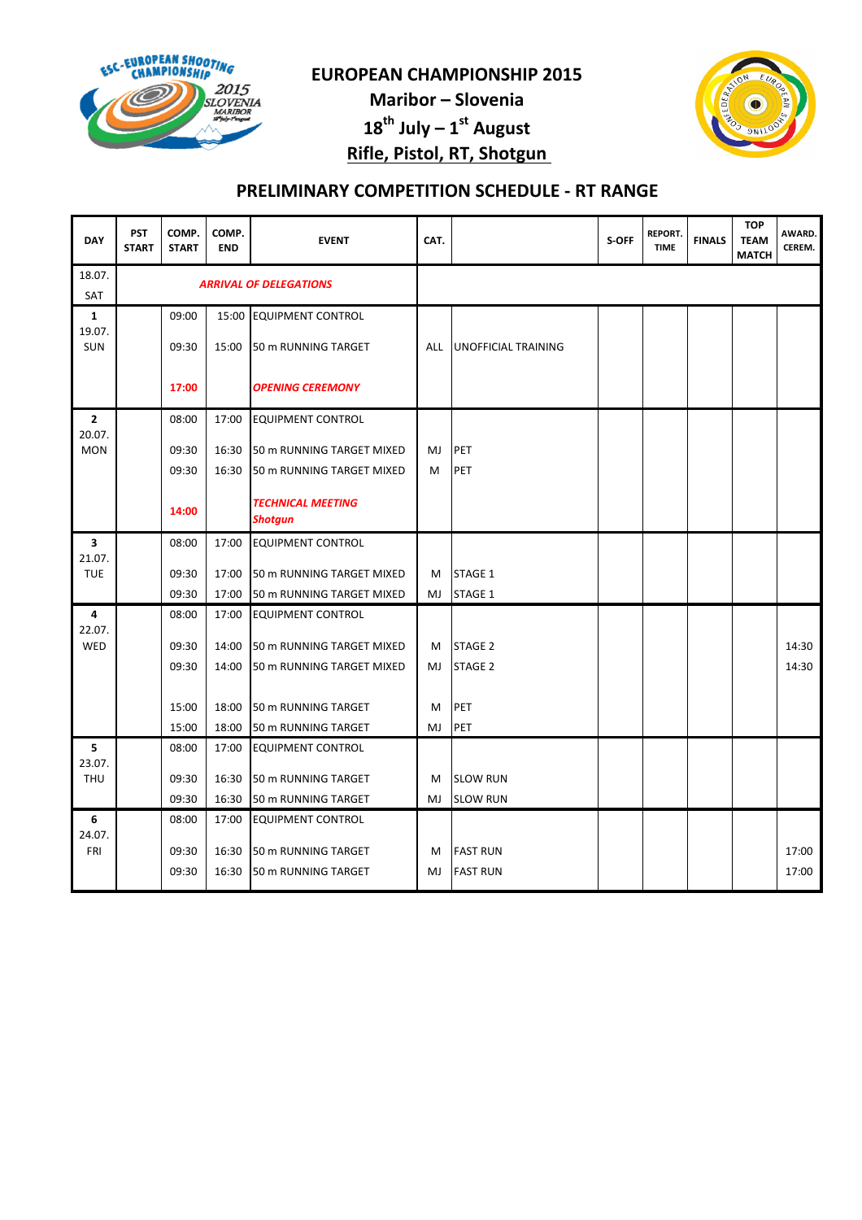**EUROPEAN CHAMPIONSHIP 2015**

**Maribor – Slovenia**

**18th July – 1st August**

**Rifle, Pistol, RT, Shotgun**

## PRELIMINARY COMPETITION SCHEDULE - RT RANGE

| DAY | PST START | COMP. START | COMP. END | EVENT | CAT. | | S-OFF | REPORT. TIME | FINALS | TOP TEAM MATCH | AWARD. CEREM. |
|---|---|---|---|---|---|---|---|---|---|---|---|
| 18.07. SAT | | | | ***ARRIVAL OF DELEGATIONS*** | | | | | | | |
| **1** 19.07. SUN | | 09:00 | 15:00 | EQUIPMENT CONTROL | | | | | | | |
| | | 09:30 | 15:00 | 50 m RUNNING TARGET | ALL | UNOFFICIAL TRAINING | | | | | |
| | | **17:00** | | ***OPENING CEREMONY*** | | | | | | | |
| **2** 20.07. MON | | 08:00 | 17:00 | EQUIPMENT CONTROL | | | | | | | |
| | | 09:30 | 16:30 | 50 m RUNNING TARGET MIXED | MJ | PET | | | | | |
| | | 09:30 | 16:30 | 50 m RUNNING TARGET MIXED | M | PET | | | | | |
| | | **14:00** | | ***TECHNICAL MEETING Shotgun*** | | | | | | | |
| **3** 21.07. TUE | | 08:00 | 17:00 | EQUIPMENT CONTROL | | | | | | | |
| | | 09:30 | 17:00 | 50 m RUNNING TARGET MIXED | M | STAGE 1 | | | | | |
| | | 09:30 | 17:00 | 50 m RUNNING TARGET MIXED | MJ | STAGE 1 | | | | | |
| **4** 22.07. WED | | 08:00 | 17:00 | EQUIPMENT CONTROL | | | | | | | |
| | | 09:30 | 14:00 | 50 m RUNNING TARGET MIXED | M | STAGE 2 | | | | | 14:30 |
| | | 09:30 | 14:00 | 50 m RUNNING TARGET MIXED | MJ | STAGE 2 | | | | | 14:30 |
| | | 15:00 | 18:00 | 50 m RUNNING TARGET | M | PET | | | | | |
| | | 15:00 | 18:00 | 50 m RUNNING TARGET | MJ | PET | | | | | |
| **5** 23.07. THU | | 08:00 | 17:00 | EQUIPMENT CONTROL | | | | | | | |
| | | 09:30 | 16:30 | 50 m RUNNING TARGET | M | SLOW RUN | | | | | |
| | | 09:30 | 16:30 | 50 m RUNNING TARGET | MJ | SLOW RUN | | | | | |
| **6** 24.07. FRI | | 08:00 | 17:00 | EQUIPMENT CONTROL | | | | | | | |
| | | 09:30 | 16:30 | 50 m RUNNING TARGET | M | FAST RUN | | | | | 17:00 |
| | | 09:30 | 16:30 | 50 m RUNNING TARGET | MJ | FAST RUN | | | | | 17:00 |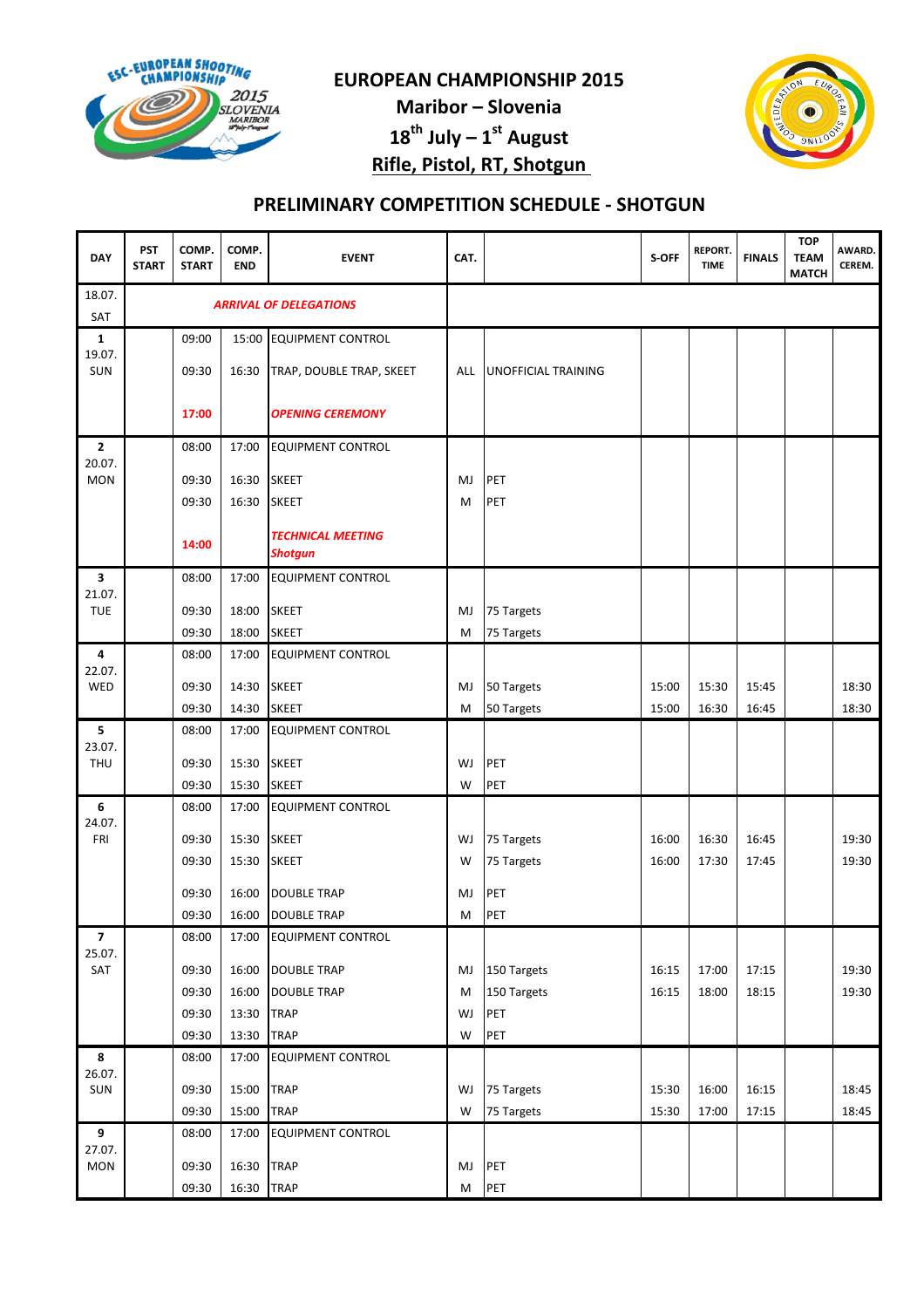# EUROPEAN CHAMPIONSHIP 2015

**Maribor – Slovenia**

**18th July – 1st August**

**Rifle, Pistol, RT, Shotgun**

## PRELIMINARY COMPETITION SCHEDULE - SHOTGUN

| DAY | PST START | COMP. START | COMP. END | EVENT | CAT. | | S-OFF | REPORT. TIME | FINALS | TOP TEAM MATCH | AWARD. CEREM. |
|---|---|---|---|---|---|---|---|---|---|---|---|
| 18.07. SAT | | | | ***ARRIVAL OF DELEGATIONS*** | | | | | | | |
| 1 19.07. SUN | | 09:00 | 15:00 | EQUIPMENT CONTROL | | | | | | | |
| | | 09:30 | 16:30 | TRAP, DOUBLE TRAP, SKEET | ALL | UNOFFICIAL TRAINING | | | | | |
| | | **17:00** | | ***OPENING CEREMONY*** | | | | | | | |
| 2 20.07. MON | | 08:00 | 17:00 | EQUIPMENT CONTROL | | | | | | | |
| | | 09:30 | 16:30 | SKEET | MJ | PET | | | | | |
| | | 09:30 | 16:30 | SKEET | M | PET | | | | | |
| | | **14:00** | | ***TECHNICAL MEETING Shotgun*** | | | | | | | |
| 3 21.07. TUE | | 08:00 | 17:00 | EQUIPMENT CONTROL | | | | | | | |
| | | 09:30 | 18:00 | SKEET | MJ | 75 Targets | | | | | |
| | | 09:30 | 18:00 | SKEET | M | 75 Targets | | | | | |
| 4 22.07. WED | | 08:00 | 17:00 | EQUIPMENT CONTROL | | | | | | | |
| | | 09:30 | 14:30 | SKEET | MJ | 50 Targets | 15:00 | 15:30 | 15:45 | | 18:30 |
| | | 09:30 | 14:30 | SKEET | M | 50 Targets | 15:00 | 16:30 | 16:45 | | 18:30 |
| 5 23.07. THU | | 08:00 | 17:00 | EQUIPMENT CONTROL | | | | | | | |
| | | 09:30 | 15:30 | SKEET | WJ | PET | | | | | |
| | | 09:30 | 15:30 | SKEET | W | PET | | | | | |
| 6 24.07. FRI | | 08:00 | 17:00 | EQUIPMENT CONTROL | | | | | | | |
| | | 09:30 | 15:30 | SKEET | WJ | 75 Targets | 16:00 | 16:30 | 16:45 | | 19:30 |
| | | 09:30 | 15:30 | SKEET | W | 75 Targets | 16:00 | 17:30 | 17:45 | | 19:30 |
| | | 09:30 | 16:00 | DOUBLE TRAP | MJ | PET | | | | | |
| | | 09:30 | 16:00 | DOUBLE TRAP | M | PET | | | | | |
| 7 25.07. SAT | | 08:00 | 17:00 | EQUIPMENT CONTROL | | | | | | | |
| | | 09:30 | 16:00 | DOUBLE TRAP | MJ | 150 Targets | 16:15 | 17:00 | 17:15 | | 19:30 |
| | | 09:30 | 16:00 | DOUBLE TRAP | M | 150 Targets | 16:15 | 18:00 | 18:15 | | 19:30 |
| | | 09:30 | 13:30 | TRAP | WJ | PET | | | | | |
| | | 09:30 | 13:30 | TRAP | W | PET | | | | | |
| 8 26.07. SUN | | 08:00 | 17:00 | EQUIPMENT CONTROL | | | | | | | |
| | | 09:30 | 15:00 | TRAP | WJ | 75 Targets | 15:30 | 16:00 | 16:15 | | 18:45 |
| | | 09:30 | 15:00 | TRAP | W | 75 Targets | 15:30 | 17:00 | 17:15 | | 18:45 |
| 9 27.07. MON | | 08:00 | 17:00 | EQUIPMENT CONTROL | | | | | | | |
| | | 09:30 | 16:30 | TRAP | MJ | PET | | | | | |
| | | 09:30 | 16:30 | TRAP | M | PET | | | | | |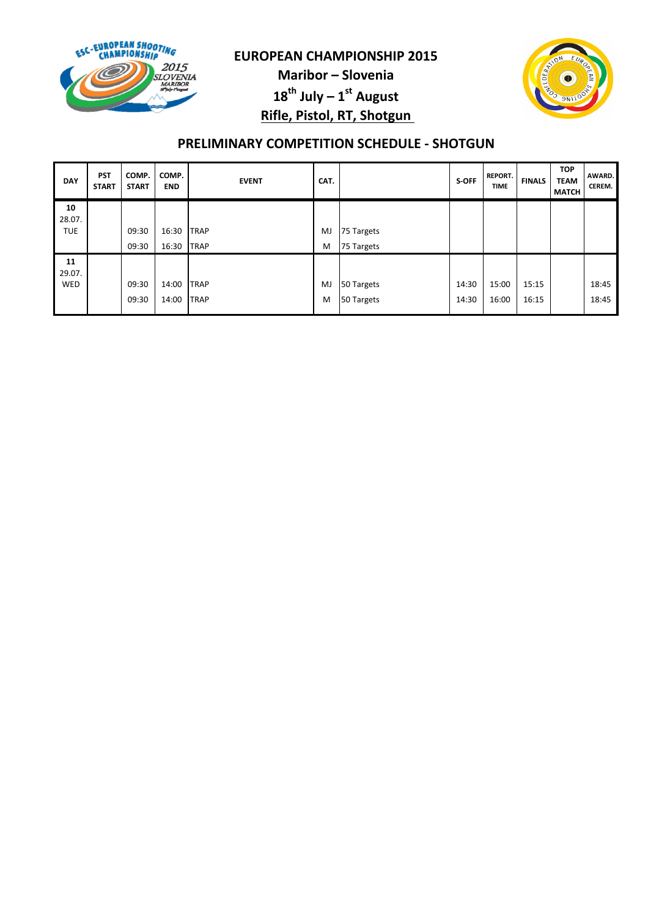# EUROPEAN CHAMPIONSHIP 2015

**Maribor – Slovenia**

**18th July – 1st August**

**Rifle, Pistol, RT, Shotgun**

## PRELIMINARY COMPETITION SCHEDULE - SHOTGUN

| DAY | PST START | COMP. START | COMP. END | EVENT | CAT. | | S-OFF | REPORT. TIME | FINALS | TOP TEAM MATCH | AWARD. CEREM. |
|---|---|---|---|---|---|---|---|---|---|---|---|
| 10 28.07. TUE | | 09:30 | 16:30 | TRAP | MJ | 75 Targets | | | | | |
| | | 09:30 | 16:30 | TRAP | M | 75 Targets | | | | | |
| 11 29.07. WED | | 09:30 | 14:00 | TRAP | MJ | 50 Targets | 14:30 | 15:00 | 15:15 | | 18:45 |
| | | 09:30 | 14:00 | TRAP | M | 50 Targets | 14:30 | 16:00 | 16:15 | | 18:45 |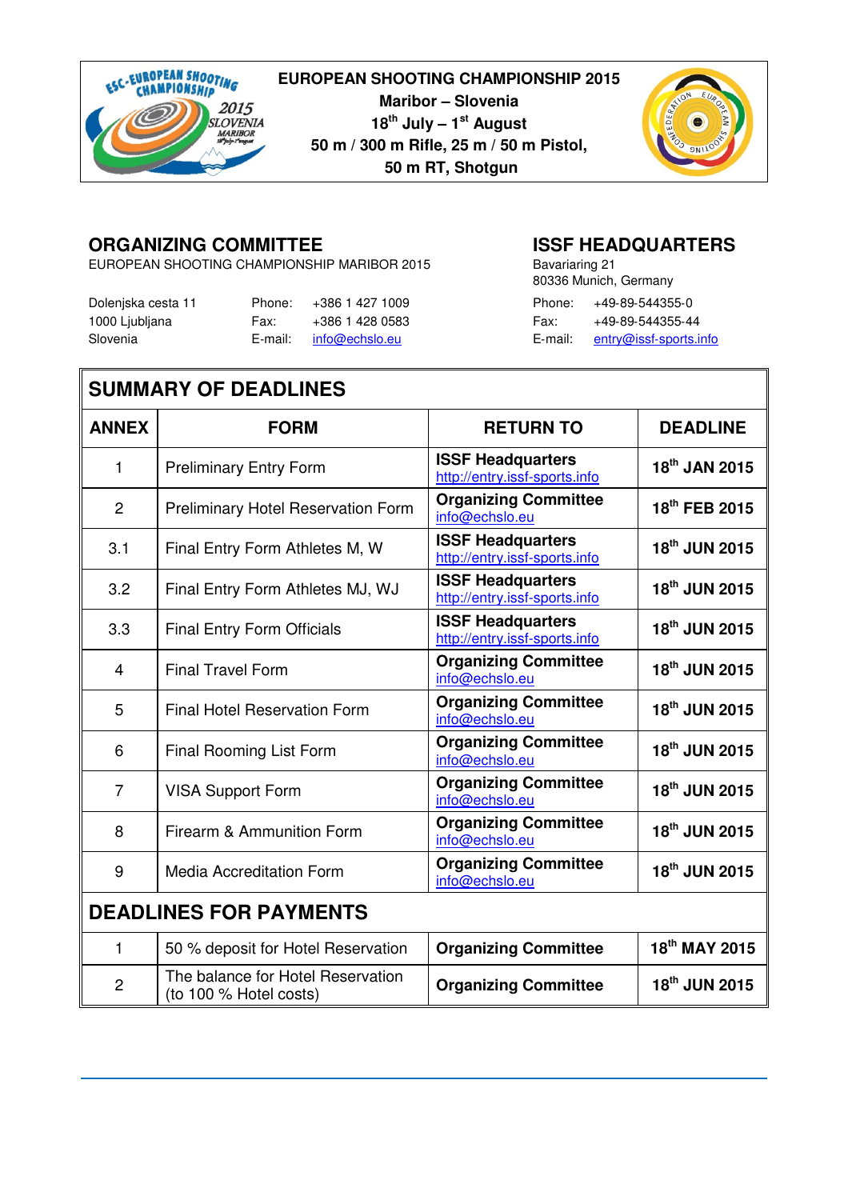**EUROPEAN SHOOTING CHAMPIONSHIP 2015**
**Maribor – Slovenia**
**18th July – 1st August**
**50 m / 300 m Rifle, 25 m / 50 m Pistol,**
**50 m RT, Shotgun**

## ORGANIZING COMMITTEE

EUROPEAN SHOOTING CHAMPIONSHIP MARIBOR 2015

Dolenjska cesta 11
1000 Ljubljana
Slovenia

Phone: +386 1 427 1009
Fax: +386 1 428 0583
E-mail: info@echslo.eu

## ISSF HEADQUARTERS

Bavariaring 21
80336 Munich, Germany

Phone: +49-89-544355-0
Fax: +49-89-544355-44
E-mail: entry@issf-sports.info

## SUMMARY OF DEADLINES

| ANNEX | FORM | RETURN TO | DEADLINE |
|---|---|---|---|
| 1 | Preliminary Entry Form | **ISSF Headquarters** http://entry.issf-sports.info | **18th JAN 2015** |
| 2 | Preliminary Hotel Reservation Form | **Organizing Committee** info@echslo.eu | **18th FEB 2015** |
| 3.1 | Final Entry Form Athletes M, W | **ISSF Headquarters** http://entry.issf-sports.info | **18th JUN 2015** |
| 3.2 | Final Entry Form Athletes MJ, WJ | **ISSF Headquarters** http://entry.issf-sports.info | **18th JUN 2015** |
| 3.3 | Final Entry Form Officials | **ISSF Headquarters** http://entry.issf-sports.info | **18th JUN 2015** |
| 4 | Final Travel Form | **Organizing Committee** info@echslo.eu | **18th JUN 2015** |
| 5 | Final Hotel Reservation Form | **Organizing Committee** info@echslo.eu | **18th JUN 2015** |
| 6 | Final Rooming List Form | **Organizing Committee** info@echslo.eu | **18th JUN 2015** |
| 7 | VISA Support Form | **Organizing Committee** info@echslo.eu | **18th JUN 2015** |
| 8 | Firearm & Ammunition Form | **Organizing Committee** info@echslo.eu | **18th JUN 2015** |
| 9 | Media Accreditation Form | **Organizing Committee** info@echslo.eu | **18th JUN 2015** |

## DEADLINES FOR PAYMENTS

| | | | |
|---|---|---|---|
| 1 | 50 % deposit for Hotel Reservation | **Organizing Committee** | **18th MAY 2015** |
| 2 | The balance for Hotel Reservation (to 100 % Hotel costs) | **Organizing Committee** | **18th JUN 2015** |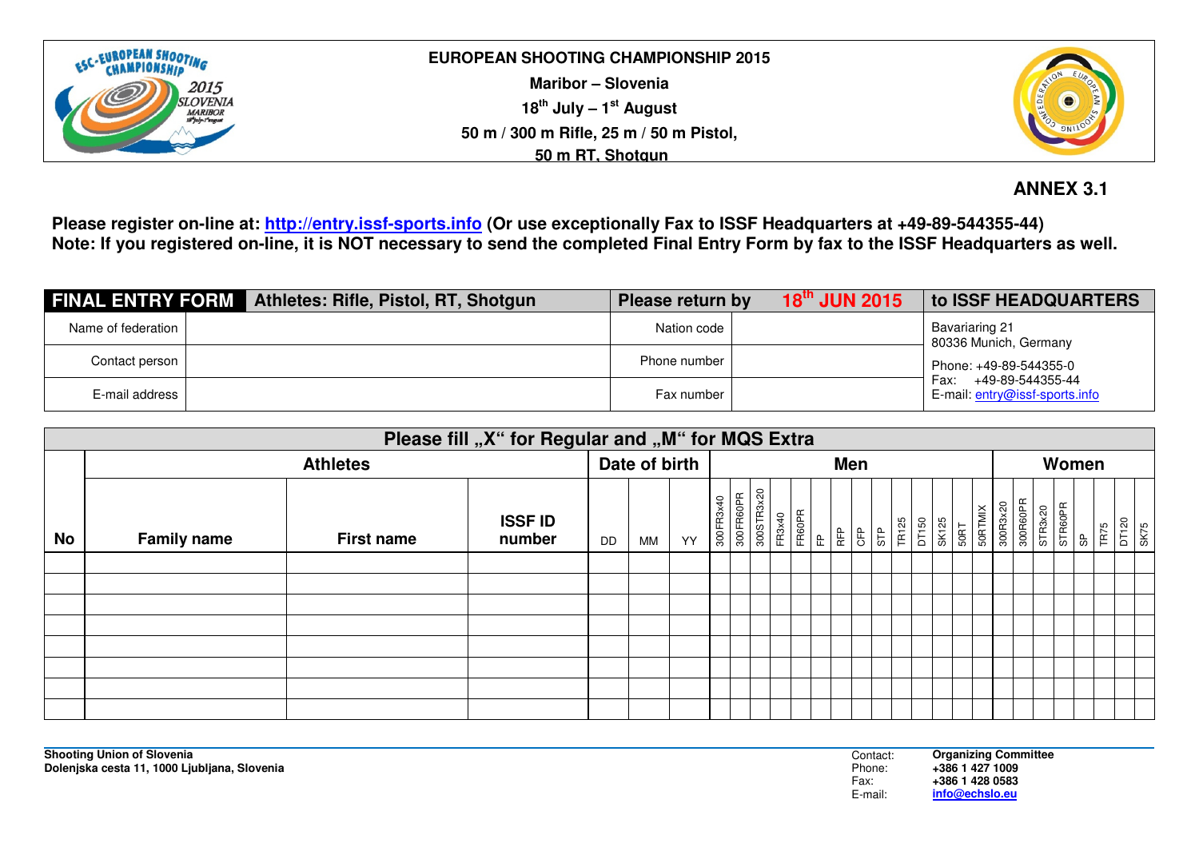**EUROPEAN SHOOTING CHAMPIONSHIP 2015**

**Maribor – Slovenia**

**18th July – 1st August**

**50 m / 300 m Rifle, 25 m / 50 m Pistol, 50 m RT, Shotgun**

## ANNEX 3.1

**Please register on-line at: http://entry.issf-sports.info (Or use exceptionally Fax to ISSF Headquarters at +49-89-544355-44)**
**Note: If you registered on-line, it is NOT necessary to send the completed Final Entry Form by fax to the ISSF Headquarters as well.**

| FINAL ENTRY FORM | Athletes: Rifle, Pistol, RT, Shotgun | Please return by 18th JUN 2015 | | to ISSF HEADQUARTERS |
|---|---|---|---|---|
| Name of federation | | Nation code | | Bavariaring 21<br>80336 Munich, Germany |
| Contact person | | Phone number | | Phone: +49-89-544355-0<br>Fax: +49-89-544355-44 |
| E-mail address | | Fax number | | E-mail: entry@issf-sports.info |

**Please fill „X“ for Regular and „M“ for MQS Extra**

| No | Athletes | | | Date of birth | | | Men | | | | | | | | | | | | | | | Women | | | | | | | |
|---|---|---|---|---|---|---|---|---|---|---|---|---|---|---|---|---|---|---|---|---|---|---|---|---|---|---|---|---|---|
| | Family name | First name | ISSF ID number | DD | MM | YY | 300FR3x40 | 300FR60PR | 300STR3x20 | FR3x40 | FR60PR | FP | RFP | CFP | STP | TR125 | DT150 | SK125 | 50RT | 50RTMIX | 300R3x20 | 300R60PR | STR3x20 | STR60PR | SP | TR75 | DT120 | SK75 |
| | | | | | | | | | | | | | | | | | | | | | | | | | | | | |
| | | | | | | | | | | | | | | | | | | | | | | | | | | | | |
| | | | | | | | | | | | | | | | | | | | | | | | | | | | | |
| | | | | | | | | | | | | | | | | | | | | | | | | | | | | |
| | | | | | | | | | | | | | | | | | | | | | | | | | | | | |
| | | | | | | | | | | | | | | | | | | | | | | | | | | | | |
| | | | | | | | | | | | | | | | | | | | | | | | | | | | | |
| | | | | | | | | | | | | | | | | | | | | | | | | | | | | |

**Shooting Union of Slovenia**
**Dolenjska cesta 11, 1000 Ljubljana, Slovenia**

Contact: **Organizing Committee**
Phone: **+386 1 427 1009**
Fax: **+386 1 428 0583**
E-mail: **info@echslo.eu**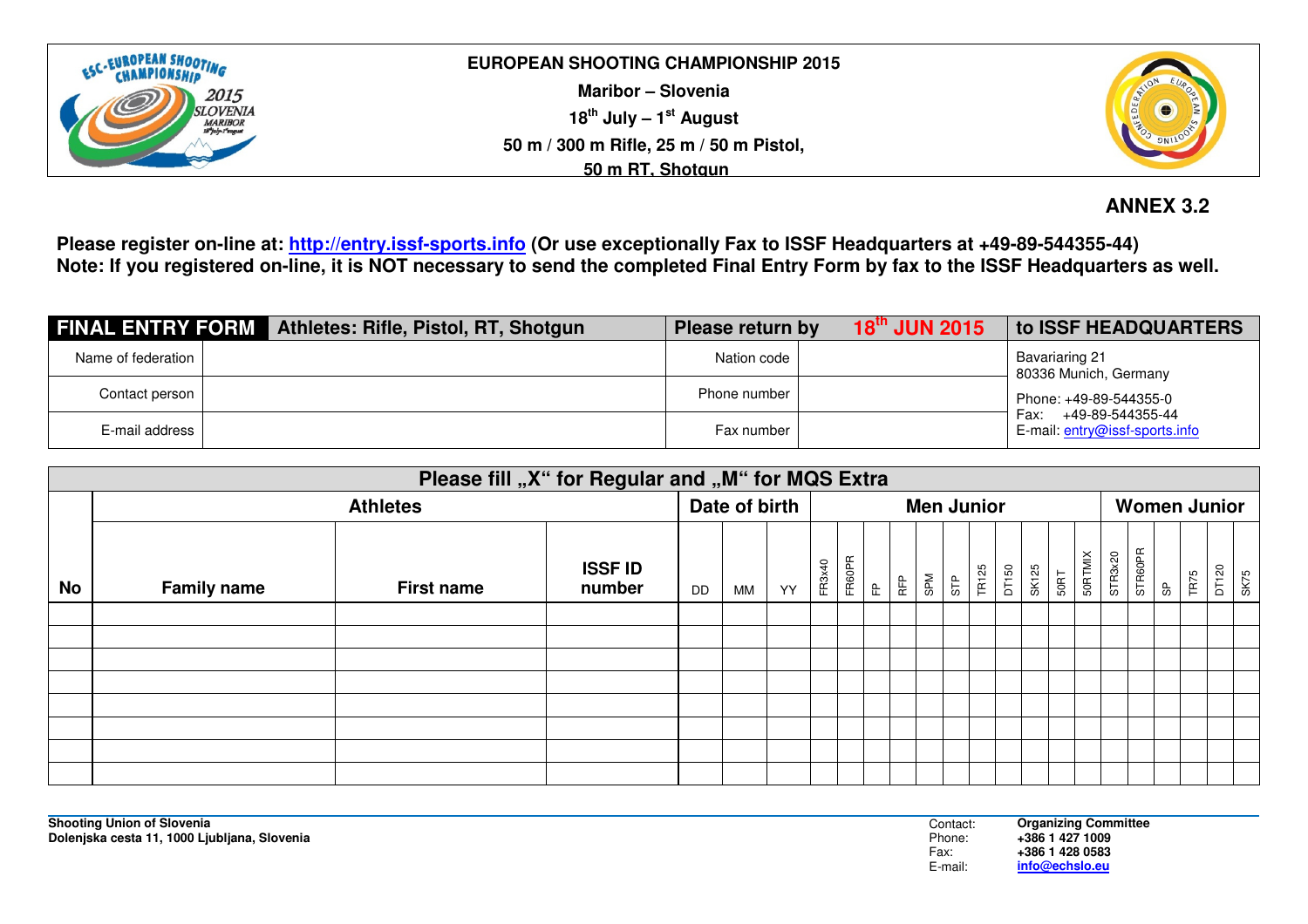**EUROPEAN SHOOTING CHAMPIONSHIP 2015**

**Maribor – Slovenia**

**18th July – 1st August**

**50 m / 300 m Rifle, 25 m / 50 m Pistol,**

**50 m RT, Shotgun**

**ANNEX 3.2**

**Please register on-line at: [http://entry.issf-sports.info](http://entry.issf-sports.info) (Or use exceptionally Fax to ISSF Headquarters at +49-89-544355-44)**
**Note: If you registered on-line, it is NOT necessary to send the completed Final Entry Form by fax to the ISSF Headquarters as well.**

| **FINAL ENTRY FORM** | **Athletes: Rifle, Pistol, RT, Shotgun** | **Please return by** | **18th JUN 2015** | **to ISSF HEADQUARTERS** |
|---|---|---|---|---|
| Name of federation | | Nation code | | Bavariaring 21<br>80336 Munich, Germany |
| Contact person | | Phone number | | Phone: +49-89-544355-0<br>Fax: +49-89-544355-44 |
| E-mail address | | Fax number | | E-mail: entry@issf-sports.info |

**Please fill „X" for Regular and „M" for MQS Extra**

| | **Athletes** | | | **Date of birth** | | | **Men Junior** | | | | | | | | | | | **Women Junior** | | | | | |
|---|---|---|---|---|---|---|---|---|---|---|---|---|---|---|---|---|---|---|---|---|---|---|---|
| **No** | **Family name** | **First name** | **ISSF ID number** | DD | MM | YY | FR3x40 | FR60PR | FP | RFP | SPM | STP | TR125 | DT150 | SK125 | 50RT | 50RTMIX | STR3x20 | STR60PR | SP | TR75 | DT120 | SK75 |
| | | | | | | | | | | | | | | | | | | | | | | | |
| | | | | | | | | | | | | | | | | | | | | | | | |
| | | | | | | | | | | | | | | | | | | | | | | | |
| | | | | | | | | | | | | | | | | | | | | | | | |
| | | | | | | | | | | | | | | | | | | | | | | | |
| | | | | | | | | | | | | | | | | | | | | | | | |
| | | | | | | | | | | | | | | | | | | | | | | | |
| | | | | | | | | | | | | | | | | | | | | | | | |

**Shooting Union of Slovenia**
**Dolenjska cesta 11, 1000 Ljubljana, Slovenia**

Contact: **Organizing Committee**
Phone: **+386 1 427 1009**
Fax: **+386 1 428 0583**
E-mail: **info@echslo.eu**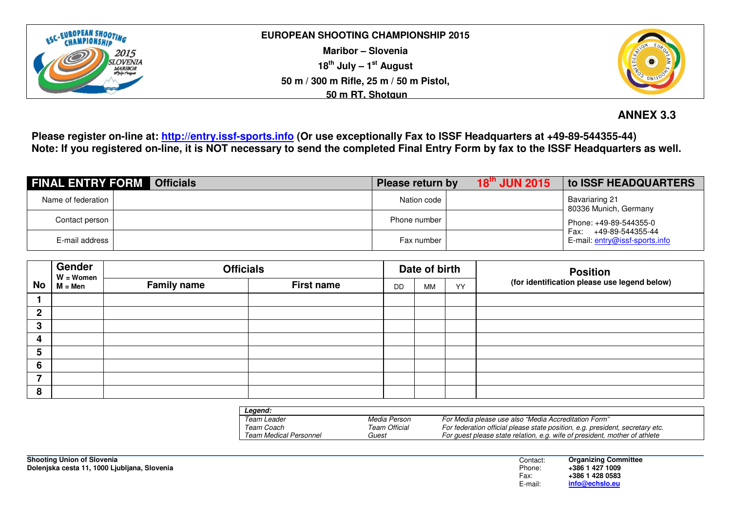**EUROPEAN SHOOTING CHAMPIONSHIP 2015**

**Maribor – Slovenia**

**18th July – 1st August**

**50 m / 300 m Rifle, 25 m / 50 m Pistol,**

**50 m RT, Shotgun**

**ANNEX 3.3**

**Please register on-line at: http://entry.issf-sports.info (Or use exceptionally Fax to ISSF Headquarters at +49-89-544355-44)**
**Note: If you registered on-line, it is NOT necessary to send the completed Final Entry Form by fax to the ISSF Headquarters as well.**

| **FINAL ENTRY FORM** Officials | | Please return by **18th JUN 2015** | | **to ISSF HEADQUARTERS** |
|---|---|---|---|---|
| Name of federation | | Nation code | | Bavariaring 21<br>80336 Munich, Germany |
| Contact person | | Phone number | | Phone: +49-89-544355-0<br>Fax: +49-89-544355-44 |
| E-mail address | | Fax number | | E-mail: entry@issf-sports.info |

| No | Gender<br>W = Women<br>M = Men | Officials | | Date of birth | | | Position<br>(for identification please use legend below) |
|---|---|---|---|---|---|---|---|
| | | Family name | First name | DD | MM | YY | |
| 1 | | | | | | | |
| 2 | | | | | | | |
| 3 | | | | | | | |
| 4 | | | | | | | |
| 5 | | | | | | | |
| 6 | | | | | | | |
| 7 | | | | | | | |
| 8 | | | | | | | |

| ***Legend:*** | | |
|---|---|---|
| *Team Leader* | *Media Person* | *For Media please use also "Media Accreditation Form"* |
| *Team Coach* | *Team Official* | *For federation official please state position, e.g. president, secretary etc.* |
| *Team Medical Personnel* | *Guest* | *For guest please state relation, e.g. wife of president, mother of athlete* |

**Shooting Union of Slovenia**
**Dolenjska cesta 11, 1000 Ljubljana, Slovenia**

Contact: **Organizing Committee**
Phone: **+386 1 427 1009**
Fax: **+386 1 428 0583**
E-mail: **info@echslo.eu**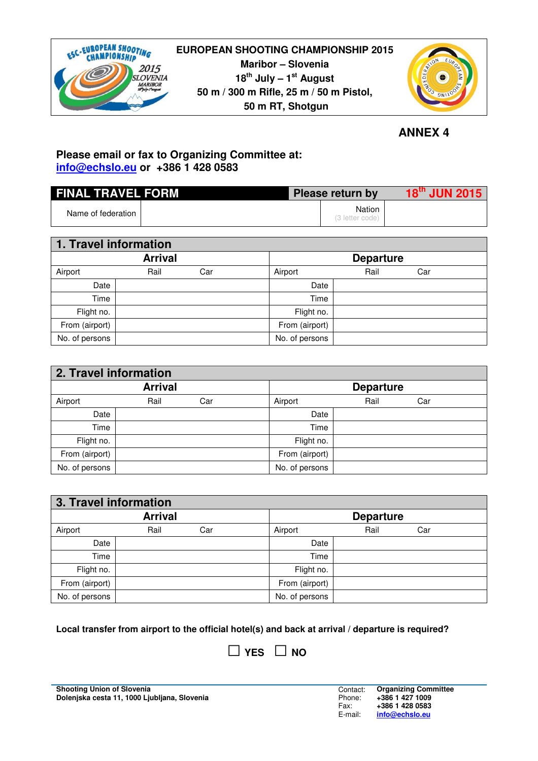**EUROPEAN SHOOTING CHAMPIONSHIP 2015**
**Maribor – Slovenia**
**18th July – 1st August**
**50 m / 300 m Rifle, 25 m / 50 m Pistol,**
**50 m RT, Shotgun**

## ANNEX 4

**Please email or fax to Organizing Committee at:**
**info@echslo.eu or +386 1 428 0583**

| FINAL TRAVEL FORM | | Please return by | 18th JUN 2015 |
|---|---|---|---|
| Name of federation | | Nation (3 letter code) | |

| 1. Travel information | | | |
|---|---|---|---|
| **Arrival** | | **Departure** | |
| Airport Rail Car | | Airport Rail Car | |
| Date | | Date | |
| Time | | Time | |
| Flight no. | | Flight no. | |
| From (airport) | | From (airport) | |
| No. of persons | | No. of persons | |

| 2. Travel information | | | |
|---|---|---|---|
| **Arrival** | | **Departure** | |
| Airport Rail Car | | Airport Rail Car | |
| Date | | Date | |
| Time | | Time | |
| Flight no. | | Flight no. | |
| From (airport) | | From (airport) | |
| No. of persons | | No. of persons | |

| 3. Travel information | | | |
|---|---|---|---|
| **Arrival** | | **Departure** | |
| Airport Rail Car | | Airport Rail Car | |
| Date | | Date | |
| Time | | Time | |
| Flight no. | | Flight no. | |
| From (airport) | | From (airport) | |
| No. of persons | | No. of persons | |

**Local transfer from airport to the official hotel(s) and back at arrival / departure is required?**

☐ **YES** ☐ **NO**

**Shooting Union of Slovenia**
**Dolenjska cesta 11, 1000 Ljubljana, Slovenia**

Contact: **Organizing Committee**
Phone: **+386 1 427 1009**
Fax: **+386 1 428 0583**
E-mail: **info@echslo.eu**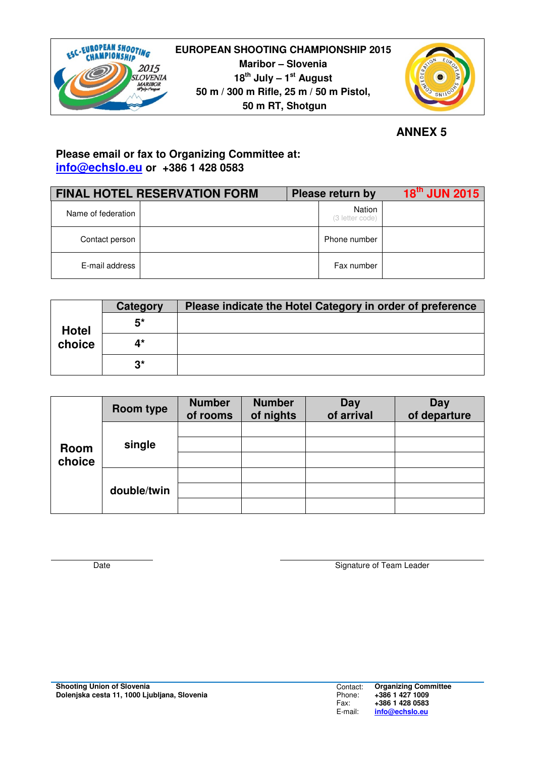**EUROPEAN SHOOTING CHAMPIONSHIP 2015**
**Maribor – Slovenia**
**18th July – 1st August**
**50 m / 300 m Rifle, 25 m / 50 m Pistol,**
**50 m RT, Shotgun**

## ANNEX 5

**Please email or fax to Organizing Committee at:**
**info@echslo.eu or +386 1 428 0583**

| FINAL HOTEL RESERVATION FORM | | Please return by | 18th JUN 2015 |
|---|---|---|---|
| Name of federation | | Nation (3 letter code) | |
| Contact person | | Phone number | |
| E-mail address | | Fax number | |

| Hotel choice | Category | Please indicate the Hotel Category in order of preference |
|---|---|---|
| | 5* | |
| | 4* | |
| | 3* | |

| Room choice | Room type | Number of rooms | Number of nights | Day of arrival | Day of departure |
|---|---|---|---|---|---|
| | single | | | | |
| | | | | | |
| | | | | | |
| | double/twin | | | | |
| | | | | | |
| | | | | | |

Date

Signature of Team Leader

**Shooting Union of Slovenia**
**Dolenjska cesta 11, 1000 Ljubljana, Slovenia**

Contact: **Organizing Committee**
Phone: **+386 1 427 1009**
Fax: **+386 1 428 0583**
E-mail: **info@echslo.eu**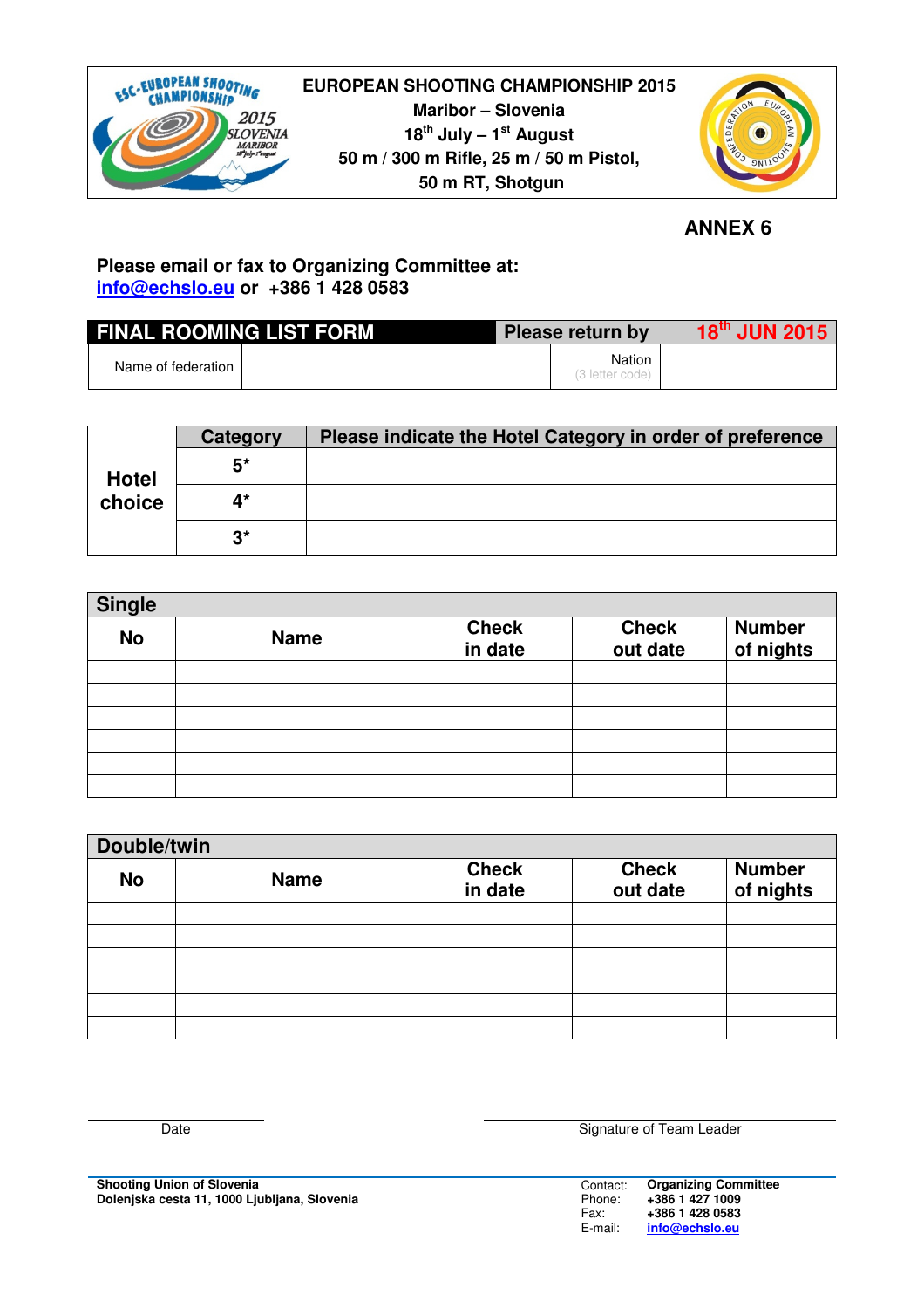**EUROPEAN SHOOTING CHAMPIONSHIP 2015**
**Maribor – Slovenia**
**18th July – 1st August**
**50 m / 300 m Rifle, 25 m / 50 m Pistol,**
**50 m RT, Shotgun**

## ANNEX 6

**Please email or fax to Organizing Committee at:**
**info@echslo.eu or +386 1 428 0583**

| FINAL ROOMING LIST FORM | | Please return by | 18th JUN 2015 |
|---|---|---|---|
| Name of federation | | Nation (3 letter code) | |

| Hotel choice | Category | Please indicate the Hotel Category in order of preference |
|---|---|---|
| | 5* | |
| | 4* | |
| | 3* | |

**Single**

| No | Name | Check in date | Check out date | Number of nights |
|---|---|---|---|---|
| | | | | |
| | | | | |
| | | | | |
| | | | | |
| | | | | |
| | | | | |

**Double/twin**

| No | Name | Check in date | Check out date | Number of nights |
|---|---|---|---|---|
| | | | | |
| | | | | |
| | | | | |
| | | | | |
| | | | | |
| | | | | |

Date ____________________ Signature of Team Leader ____________________

**Shooting Union of Slovenia**
**Dolenjska cesta 11, 1000 Ljubljana, Slovenia**

Contact: **Organizing Committee**
Phone: **+386 1 427 1009**
Fax: **+386 1 428 0583**
E-mail: **info@echslo.eu**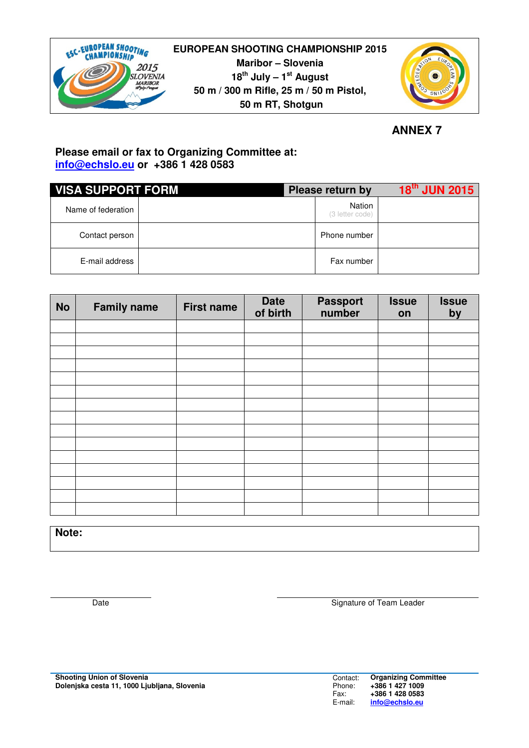**EUROPEAN SHOOTING CHAMPIONSHIP 2015**
**Maribor – Slovenia**
**18th July – 1st August**
**50 m / 300 m Rifle, 25 m / 50 m Pistol,**
**50 m RT, Shotgun**

## ANNEX 7

**Please email or fax to Organizing Committee at:**
**info@echslo.eu or +386 1 428 0583**

| VISA SUPPORT FORM | | Please return by | 18th JUN 2015 |
|---|---|---|---|
| Name of federation | | Nation (3 letter code) | |
| Contact person | | Phone number | |
| E-mail address | | Fax number | |

| No | Family name | First name | Date of birth | Passport number | Issue on | Issue by |
|---|---|---|---|---|---|---|
| | | | | | | |
| | | | | | | |
| | | | | | | |
| | | | | | | |
| | | | | | | |
| | | | | | | |
| | | | | | | |
| | | | | | | |
| | | | | | | |
| | | | | | | |
| | | | | | | |
| | | | | | | |
| | | | | | | |
| | | | | | | |
| | | | | | | |

**Note:**

Date

Signature of Team Leader

**Shooting Union of Slovenia**
**Dolenjska cesta 11, 1000 Ljubljana, Slovenia**

Contact: **Organizing Committee**
Phone: **+386 1 427 1009**
Fax: **+386 1 428 0583**
E-mail: **info@echslo.eu**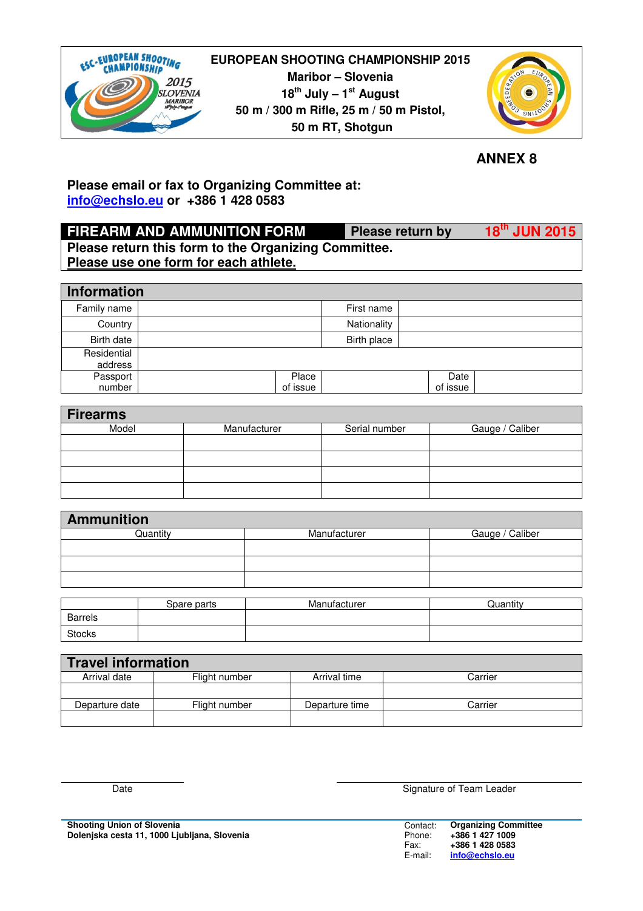**EUROPEAN SHOOTING CHAMPIONSHIP 2015**
**Maribor – Slovenia**
**18th July – 1st August**
**50 m / 300 m Rifle, 25 m / 50 m Pistol,**
**50 m RT, Shotgun**

## ANNEX 8

**Please email or fax to Organizing Committee at:**
**info@echslo.eu or +386 1 428 0583**

| FIREARM AND AMMUNITION FORM | Please return by | 18th JUN 2015 |
|---|---|---|

**Please return this form to the Organizing Committee.**
**Please use one form for each athlete.**

## Information

| | | | | | |
|---|---|---|---|---|---|
| Family name | | | First name | | |
| Country | | | Nationality | | |
| Birth date | | | Birth place | | |
| Residential address | | | | | |
| Passport number | | Place of issue | | Date of issue | |

## Firearms

| Model | Manufacturer | Serial number | Gauge / Caliber |
|---|---|---|---|
| | | | |
| | | | |
| | | | |
| | | | |

## Ammunition

| Quantity | Manufacturer | Gauge / Caliber |
|---|---|---|
| | | |
| | | |
| | | |

| | Spare parts | Manufacturer | Quantity |
|---|---|---|---|
| Barrels | | | |
| Stocks | | | |

## Travel information

| Arrival date | Flight number | Arrival time | Carrier |
|---|---|---|---|
| | | | |
| **Departure date** | **Flight number** | **Departure time** | **Carrier** |
| | | | |

Date

Signature of Team Leader

**Shooting Union of Slovenia**
**Dolenjska cesta 11, 1000 Ljubljana, Slovenia**

Contact: **Organizing Committee**
Phone: **+386 1 427 1009**
Fax: **+386 1 428 0583**
E-mail: **info@echslo.eu**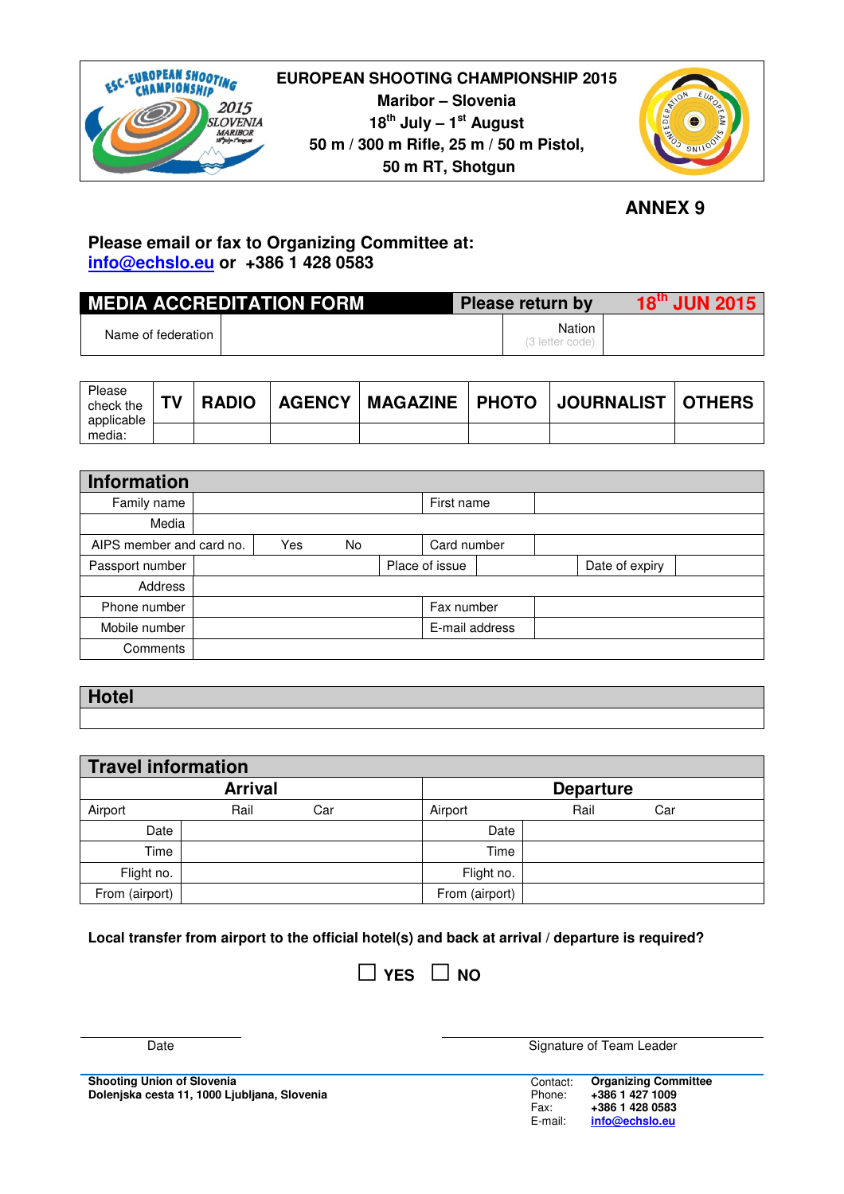**EUROPEAN SHOOTING CHAMPIONSHIP 2015**
**Maribor – Slovenia**
**18th July – 1st August**
**50 m / 300 m Rifle, 25 m / 50 m Pistol,**
**50 m RT, Shotgun**

## ANNEX 9

**Please email or fax to Organizing Committee at:**
**info@echslo.eu or +386 1 428 0583**

| MEDIA ACCREDITATION FORM | | Please return by | 18th JUN 2015 |
|---|---|---|---|
| Name of federation | | Nation (3 letter code) | |

| Please check the applicable media: | TV | RADIO | AGENCY | MAGAZINE | PHOTO | JOURNALIST | OTHERS |
|---|---|---|---|---|---|---|---|
| | | | | | | | |

| Information | | | | | |
|---|---|---|---|---|---|
| Family name | | First name | | | |
| Media | | | | | |
| AIPS member and card no. | Yes No | Card number | | | |
| Passport number | | Place of issue | | Date of expiry | |
| Address | | | | | |
| Phone number | | Fax number | | | |
| Mobile number | | E-mail address | | | |
| Comments | | | | | |

| Hotel |
|---|
| |

| Travel information | | | |
|---|---|---|---|
| Arrival | | Departure | |
| Airport Rail Car | | Airport Rail Car | |
| Date | | Date | |
| Time | | Time | |
| Flight no. | | Flight no. | |
| From (airport) | | From (airport) | |

**Local transfer from airport to the official hotel(s) and back at arrival / departure is required?**

☐ **YES** ☐ **NO**

Date

Signature of Team Leader

**Shooting Union of Slovenia**
**Dolenjska cesta 11, 1000 Ljubljana, Slovenia**

Contact: **Organizing Committee**
Phone: **+386 1 427 1009**
Fax: **+386 1 428 0583**
E-mail: **info@echslo.eu**